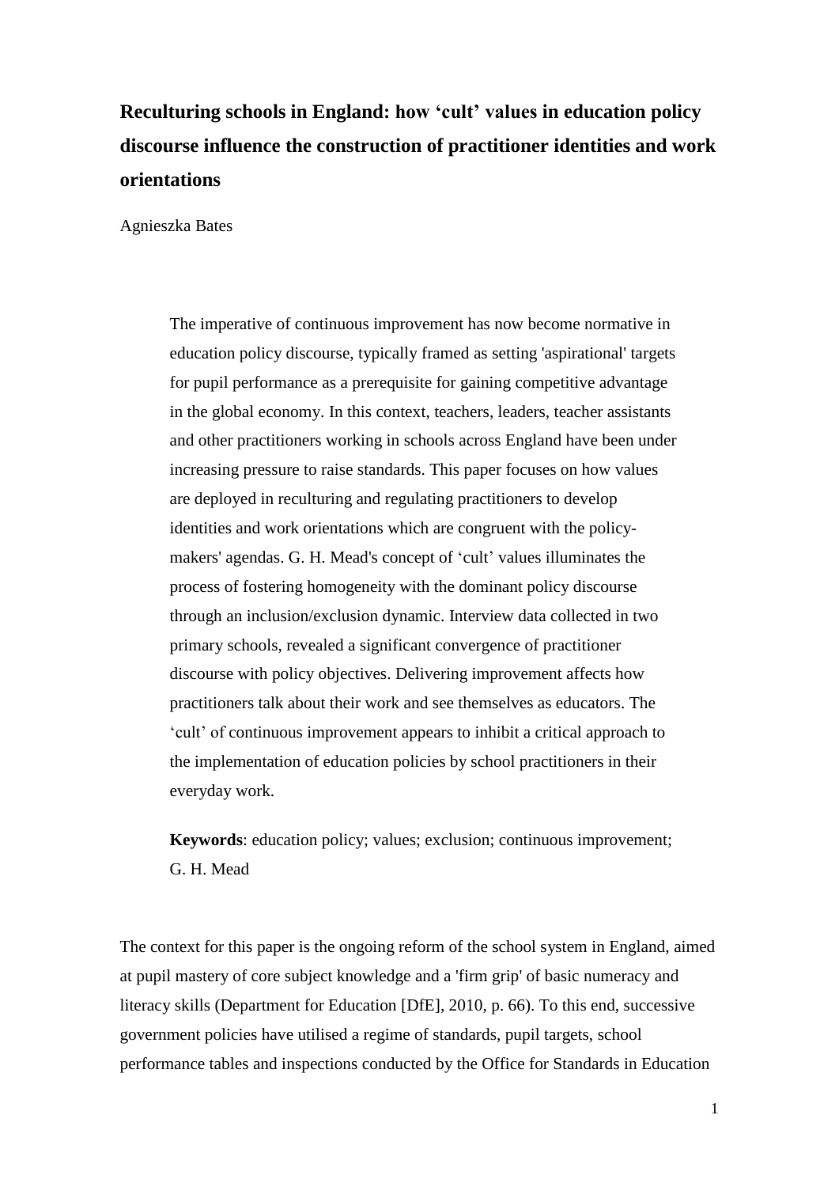# Reculturing schools in England: how 'cult' values in education policy discourse influence the construction of practitioner identities and work orientations

Agnieszka Bates

> The imperative of continuous improvement has now become normative in education policy discourse, typically framed as setting 'aspirational' targets for pupil performance as a prerequisite for gaining competitive advantage in the global economy. In this context, teachers, leaders, teacher assistants and other practitioners working in schools across England have been under increasing pressure to raise standards. This paper focuses on how values are deployed in reculturing and regulating practitioners to develop identities and work orientations which are congruent with the policy-makers' agendas. G. H. Mead's concept of 'cult' values illuminates the process of fostering homogeneity with the dominant policy discourse through an inclusion/exclusion dynamic. Interview data collected in two primary schools, revealed a significant convergence of practitioner discourse with policy objectives. Delivering improvement affects how practitioners talk about their work and see themselves as educators. The 'cult' of continuous improvement appears to inhibit a critical approach to the implementation of education policies by school practitioners in their everyday work.
>
> **Keywords**: education policy; values; exclusion; continuous improvement; G. H. Mead

The context for this paper is the ongoing reform of the school system in England, aimed at pupil mastery of core subject knowledge and a 'firm grip' of basic numeracy and literacy skills (Department for Education [DfE], 2010, p. 66). To this end, successive government policies have utilised a regime of standards, pupil targets, school performance tables and inspections conducted by the Office for Standards in Education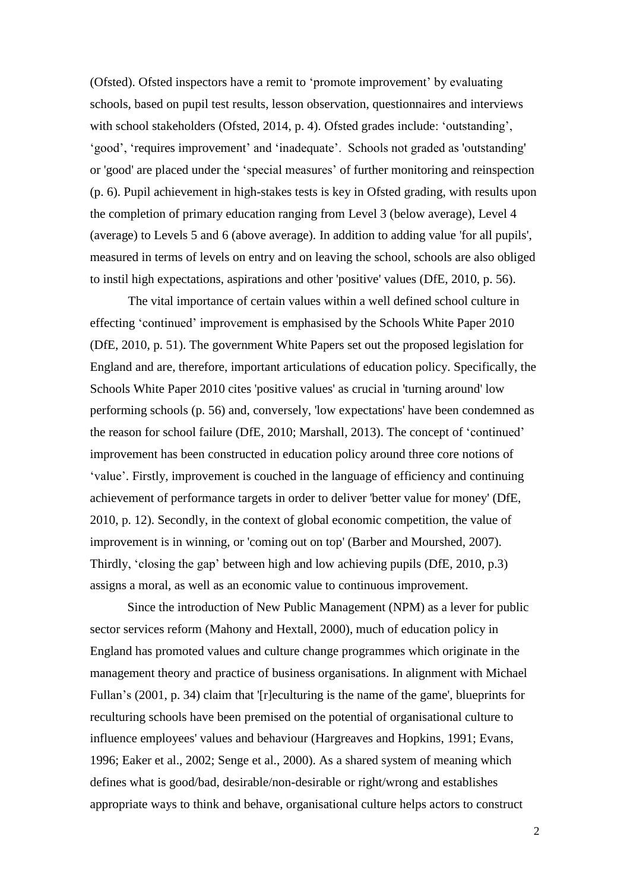(Ofsted). Ofsted inspectors have a remit to 'promote improvement' by evaluating schools, based on pupil test results, lesson observation, questionnaires and interviews with school stakeholders (Ofsted, 2014, p. 4). Ofsted grades include: 'outstanding', 'good', 'requires improvement' and 'inadequate'. Schools not graded as 'outstanding' or 'good' are placed under the 'special measures' of further monitoring and reinspection (p. 6). Pupil achievement in high-stakes tests is key in Ofsted grading, with results upon the completion of primary education ranging from Level 3 (below average), Level 4 (average) to Levels 5 and 6 (above average). In addition to adding value 'for all pupils', measured in terms of levels on entry and on leaving the school, schools are also obliged to instil high expectations, aspirations and other 'positive' values (DfE, 2010, p. 56).

The vital importance of certain values within a well defined school culture in effecting 'continued' improvement is emphasised by the Schools White Paper 2010 (DfE, 2010, p. 51). The government White Papers set out the proposed legislation for England and are, therefore, important articulations of education policy. Specifically, the Schools White Paper 2010 cites 'positive values' as crucial in 'turning around' low performing schools (p. 56) and, conversely, 'low expectations' have been condemned as the reason for school failure (DfE, 2010; Marshall, 2013). The concept of 'continued' improvement has been constructed in education policy around three core notions of 'value'. Firstly, improvement is couched in the language of efficiency and continuing achievement of performance targets in order to deliver 'better value for money' (DfE, 2010, p. 12). Secondly, in the context of global economic competition, the value of improvement is in winning, or 'coming out on top' (Barber and Mourshed, 2007). Thirdly, 'closing the gap' between high and low achieving pupils (DfE, 2010, p.3) assigns a moral, as well as an economic value to continuous improvement.

Since the introduction of New Public Management (NPM) as a lever for public sector services reform (Mahony and Hextall, 2000), much of education policy in England has promoted values and culture change programmes which originate in the management theory and practice of business organisations. In alignment with Michael Fullan's (2001, p. 34) claim that '[r]eculturing is the name of the game', blueprints for reculturing schools have been premised on the potential of organisational culture to influence employees' values and behaviour (Hargreaves and Hopkins, 1991; Evans, 1996; Eaker et al., 2002; Senge et al., 2000). As a shared system of meaning which defines what is good/bad, desirable/non-desirable or right/wrong and establishes appropriate ways to think and behave, organisational culture helps actors to construct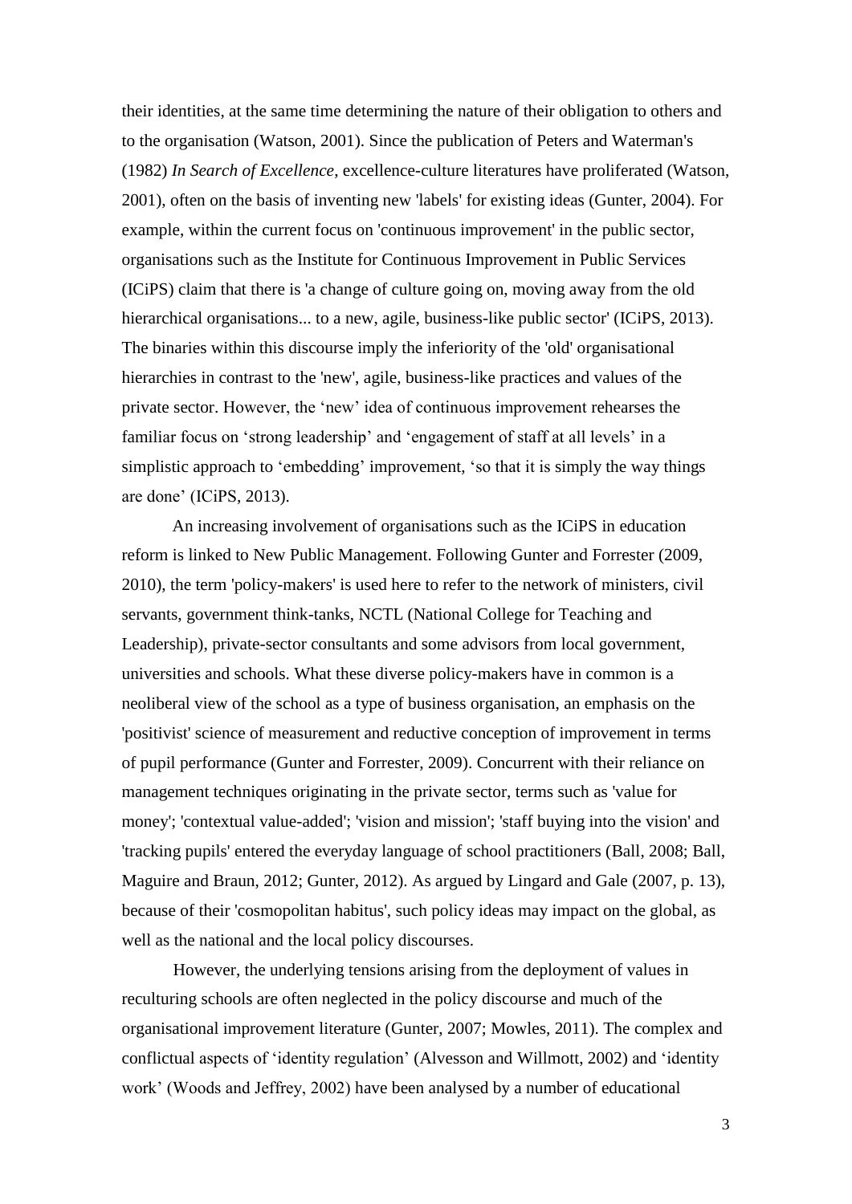their identities, at the same time determining the nature of their obligation to others and to the organisation (Watson, 2001). Since the publication of Peters and Waterman's (1982) *In Search of Excellence*, excellence-culture literatures have proliferated (Watson, 2001), often on the basis of inventing new 'labels' for existing ideas (Gunter, 2004). For example, within the current focus on 'continuous improvement' in the public sector, organisations such as the Institute for Continuous Improvement in Public Services (ICiPS) claim that there is 'a change of culture going on, moving away from the old hierarchical organisations... to a new, agile, business-like public sector' (ICiPS, 2013). The binaries within this discourse imply the inferiority of the 'old' organisational hierarchies in contrast to the 'new', agile, business-like practices and values of the private sector. However, the 'new' idea of continuous improvement rehearses the familiar focus on 'strong leadership' and 'engagement of staff at all levels' in a simplistic approach to 'embedding' improvement, 'so that it is simply the way things are done' (ICiPS, 2013).

An increasing involvement of organisations such as the ICiPS in education reform is linked to New Public Management. Following Gunter and Forrester (2009, 2010), the term 'policy-makers' is used here to refer to the network of ministers, civil servants, government think-tanks, NCTL (National College for Teaching and Leadership), private-sector consultants and some advisors from local government, universities and schools. What these diverse policy-makers have in common is a neoliberal view of the school as a type of business organisation, an emphasis on the 'positivist' science of measurement and reductive conception of improvement in terms of pupil performance (Gunter and Forrester, 2009). Concurrent with their reliance on management techniques originating in the private sector, terms such as 'value for money'; 'contextual value-added'; 'vision and mission'; 'staff buying into the vision' and 'tracking pupils' entered the everyday language of school practitioners (Ball, 2008; Ball, Maguire and Braun, 2012; Gunter, 2012). As argued by Lingard and Gale (2007, p. 13), because of their 'cosmopolitan habitus', such policy ideas may impact on the global, as well as the national and the local policy discourses.

However, the underlying tensions arising from the deployment of values in reculturing schools are often neglected in the policy discourse and much of the organisational improvement literature (Gunter, 2007; Mowles, 2011). The complex and conflictual aspects of 'identity regulation' (Alvesson and Willmott, 2002) and 'identity work' (Woods and Jeffrey, 2002) have been analysed by a number of educational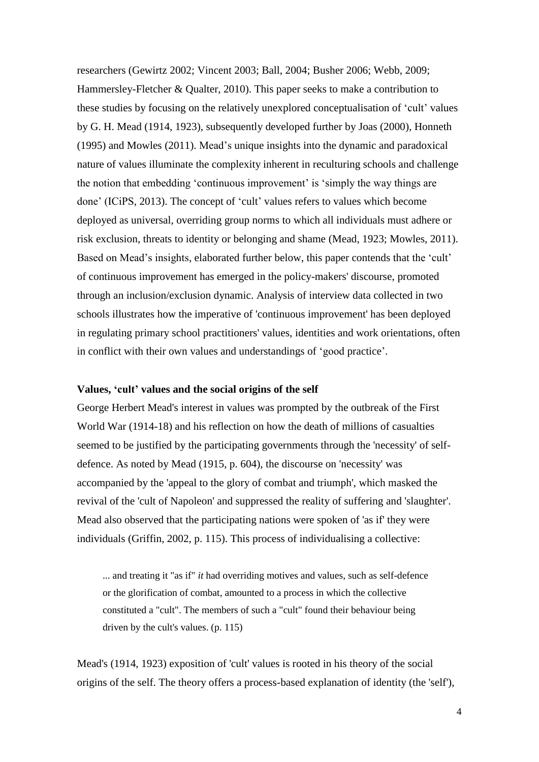researchers (Gewirtz 2002; Vincent 2003; Ball, 2004; Busher 2006; Webb, 2009; Hammersley-Fletcher & Qualter, 2010). This paper seeks to make a contribution to these studies by focusing on the relatively unexplored conceptualisation of 'cult' values by G. H. Mead (1914, 1923), subsequently developed further by Joas (2000), Honneth (1995) and Mowles (2011). Mead's unique insights into the dynamic and paradoxical nature of values illuminate the complexity inherent in reculturing schools and challenge the notion that embedding 'continuous improvement' is 'simply the way things are done' (ICiPS, 2013). The concept of 'cult' values refers to values which become deployed as universal, overriding group norms to which all individuals must adhere or risk exclusion, threats to identity or belonging and shame (Mead, 1923; Mowles, 2011). Based on Mead's insights, elaborated further below, this paper contends that the 'cult' of continuous improvement has emerged in the policy-makers' discourse, promoted through an inclusion/exclusion dynamic. Analysis of interview data collected in two schools illustrates how the imperative of 'continuous improvement' has been deployed in regulating primary school practitioners' values, identities and work orientations, often in conflict with their own values and understandings of 'good practice'.

**Values, 'cult' values and the social origins of the self**

George Herbert Mead's interest in values was prompted by the outbreak of the First World War (1914-18) and his reflection on how the death of millions of casualties seemed to be justified by the participating governments through the 'necessity' of self-defence. As noted by Mead (1915, p. 604), the discourse on 'necessity' was accompanied by the 'appeal to the glory of combat and triumph', which masked the revival of the 'cult of Napoleon' and suppressed the reality of suffering and 'slaughter'. Mead also observed that the participating nations were spoken of 'as if' they were individuals (Griffin, 2002, p. 115). This process of individualising a collective:

> ... and treating it "as if" *it* had overriding motives and values, such as self-defence or the glorification of combat, amounted to a process in which the collective constituted a "cult". The members of such a "cult" found their behaviour being driven by the cult's values. (p. 115)

Mead's (1914, 1923) exposition of 'cult' values is rooted in his theory of the social origins of the self. The theory offers a process-based explanation of identity (the 'self'),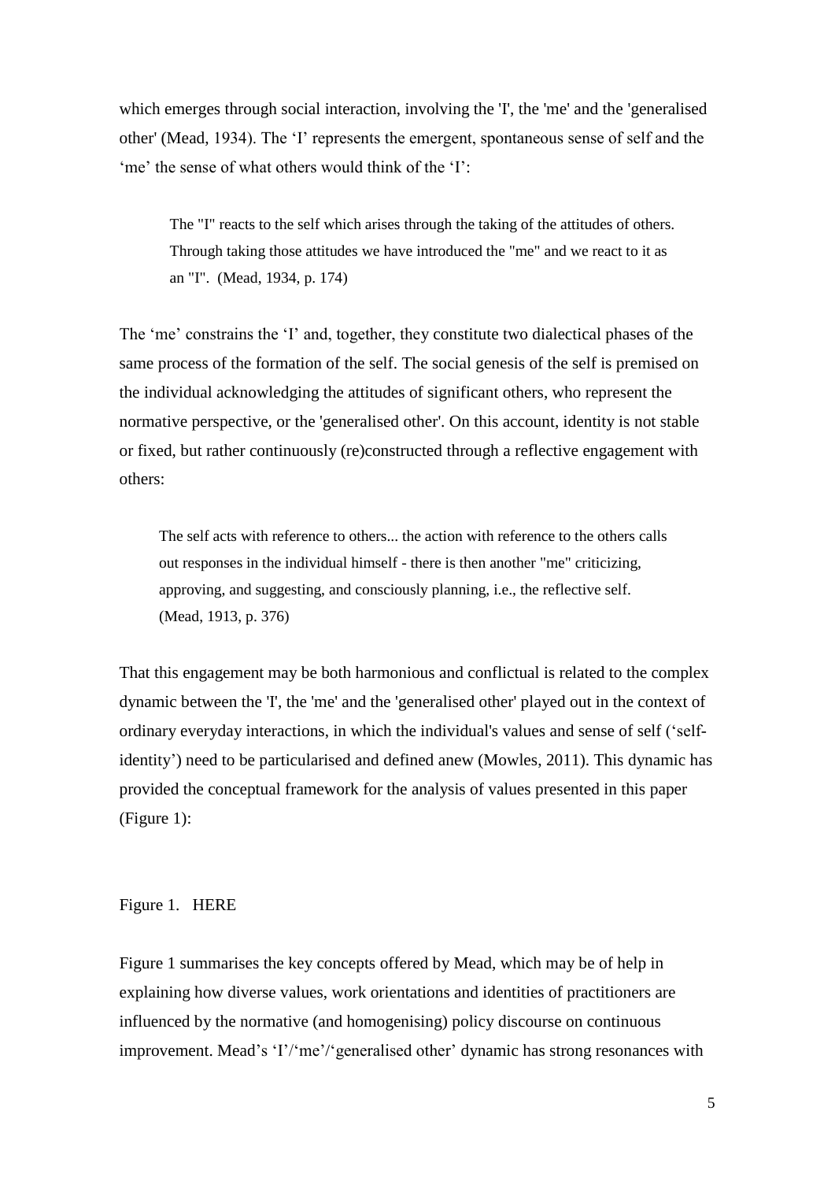which emerges through social interaction, involving the 'I', the 'me' and the 'generalised other' (Mead, 1934). The 'I' represents the emergent, spontaneous sense of self and the 'me' the sense of what others would think of the 'I':

> The "I" reacts to the self which arises through the taking of the attitudes of others. Through taking those attitudes we have introduced the "me" and we react to it as an "I". (Mead, 1934, p. 174)

The 'me' constrains the 'I' and, together, they constitute two dialectical phases of the same process of the formation of the self. The social genesis of the self is premised on the individual acknowledging the attitudes of significant others, who represent the normative perspective, or the 'generalised other'. On this account, identity is not stable or fixed, but rather continuously (re)constructed through a reflective engagement with others:

> The self acts with reference to others... the action with reference to the others calls out responses in the individual himself - there is then another "me" criticizing, approving, and suggesting, and consciously planning, i.e., the reflective self. (Mead, 1913, p. 376)

That this engagement may be both harmonious and conflictual is related to the complex dynamic between the 'I', the 'me' and the 'generalised other' played out in the context of ordinary everyday interactions, in which the individual's values and sense of self ('self-identity') need to be particularised and defined anew (Mowles, 2011). This dynamic has provided the conceptual framework for the analysis of values presented in this paper (Figure 1):

Figure 1. HERE

Figure 1 summarises the key concepts offered by Mead, which may be of help in explaining how diverse values, work orientations and identities of practitioners are influenced by the normative (and homogenising) policy discourse on continuous improvement. Mead's 'I'/'me'/'generalised other' dynamic has strong resonances with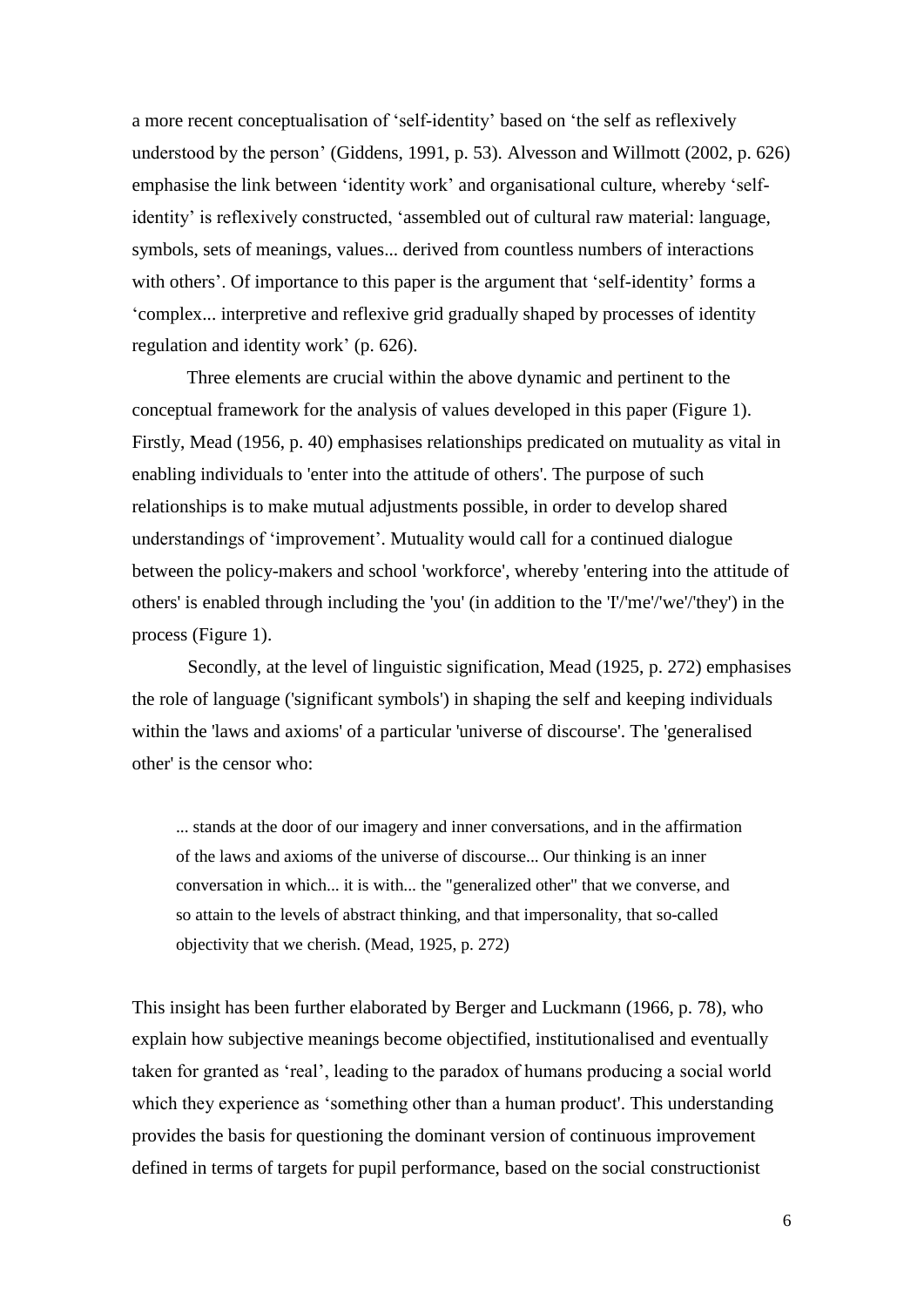a more recent conceptualisation of 'self-identity' based on 'the self as reflexively understood by the person' (Giddens, 1991, p. 53). Alvesson and Willmott (2002, p. 626) emphasise the link between 'identity work' and organisational culture, whereby 'self-identity' is reflexively constructed, 'assembled out of cultural raw material: language, symbols, sets of meanings, values... derived from countless numbers of interactions with others'. Of importance to this paper is the argument that 'self-identity' forms a 'complex... interpretive and reflexive grid gradually shaped by processes of identity regulation and identity work' (p. 626).

Three elements are crucial within the above dynamic and pertinent to the conceptual framework for the analysis of values developed in this paper (Figure 1). Firstly, Mead (1956, p. 40) emphasises relationships predicated on mutuality as vital in enabling individuals to 'enter into the attitude of others'. The purpose of such relationships is to make mutual adjustments possible, in order to develop shared understandings of 'improvement'. Mutuality would call for a continued dialogue between the policy-makers and school 'workforce', whereby 'entering into the attitude of others' is enabled through including the 'you' (in addition to the 'I'/'me'/'we'/'they') in the process (Figure 1).

Secondly, at the level of linguistic signification, Mead (1925, p. 272) emphasises the role of language ('significant symbols') in shaping the self and keeping individuals within the 'laws and axioms' of a particular 'universe of discourse'. The 'generalised other' is the censor who:

> ... stands at the door of our imagery and inner conversations, and in the affirmation of the laws and axioms of the universe of discourse... Our thinking is an inner conversation in which... it is with... the "generalized other" that we converse, and so attain to the levels of abstract thinking, and that impersonality, that so-called objectivity that we cherish. (Mead, 1925, p. 272)

This insight has been further elaborated by Berger and Luckmann (1966, p. 78), who explain how subjective meanings become objectified, institutionalised and eventually taken for granted as 'real', leading to the paradox of humans producing a social world which they experience as 'something other than a human product'. This understanding provides the basis for questioning the dominant version of continuous improvement defined in terms of targets for pupil performance, based on the social constructionist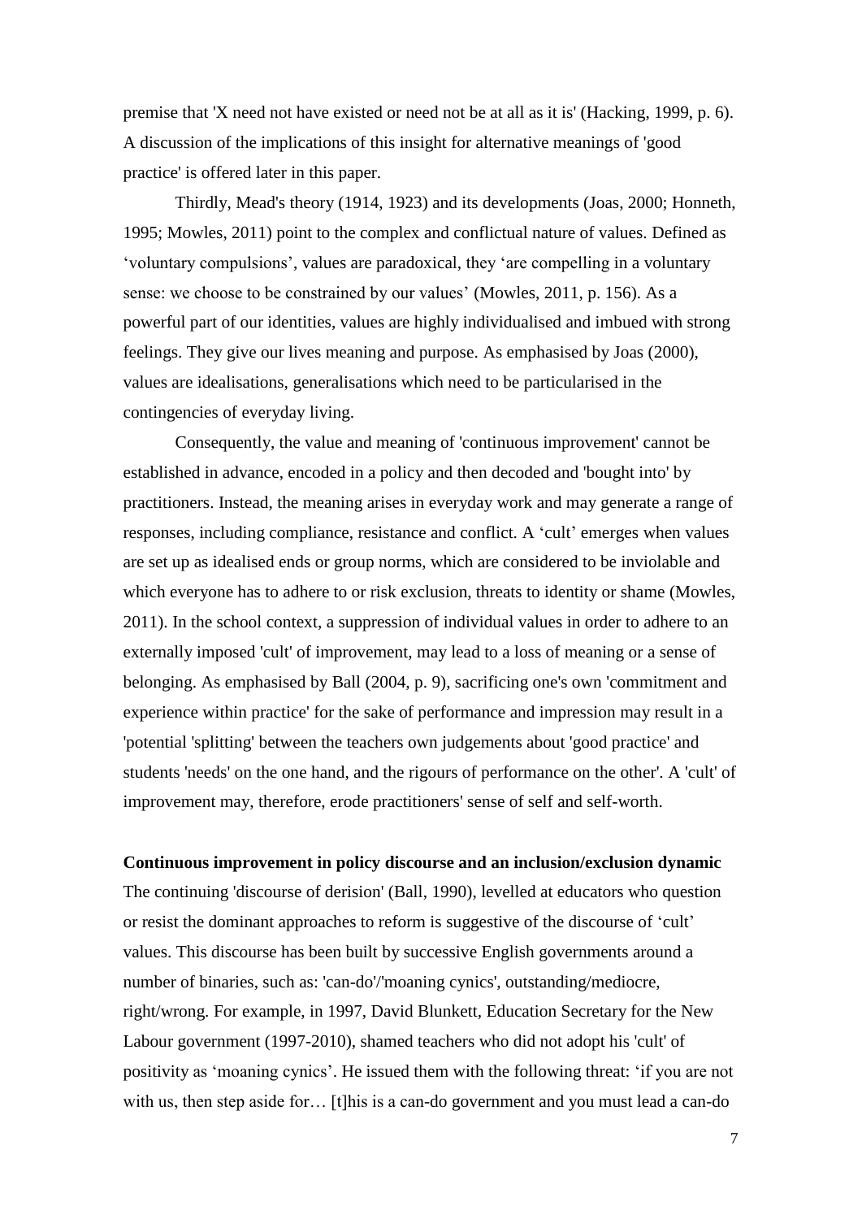premise that 'X need not have existed or need not be at all as it is' (Hacking, 1999, p. 6). A discussion of the implications of this insight for alternative meanings of 'good practice' is offered later in this paper.

Thirdly, Mead's theory (1914, 1923) and its developments (Joas, 2000; Honneth, 1995; Mowles, 2011) point to the complex and conflictual nature of values. Defined as 'voluntary compulsions', values are paradoxical, they 'are compelling in a voluntary sense: we choose to be constrained by our values' (Mowles, 2011, p. 156). As a powerful part of our identities, values are highly individualised and imbued with strong feelings. They give our lives meaning and purpose. As emphasised by Joas (2000), values are idealisations, generalisations which need to be particularised in the contingencies of everyday living.

Consequently, the value and meaning of 'continuous improvement' cannot be established in advance, encoded in a policy and then decoded and 'bought into' by practitioners. Instead, the meaning arises in everyday work and may generate a range of responses, including compliance, resistance and conflict. A 'cult' emerges when values are set up as idealised ends or group norms, which are considered to be inviolable and which everyone has to adhere to or risk exclusion, threats to identity or shame (Mowles, 2011). In the school context, a suppression of individual values in order to adhere to an externally imposed 'cult' of improvement, may lead to a loss of meaning or a sense of belonging. As emphasised by Ball (2004, p. 9), sacrificing one's own 'commitment and experience within practice' for the sake of performance and impression may result in a 'potential 'splitting' between the teachers own judgements about 'good practice' and students 'needs' on the one hand, and the rigours of performance on the other'. A 'cult' of improvement may, therefore, erode practitioners' sense of self and self-worth.

**Continuous improvement in policy discourse and an inclusion/exclusion dynamic**

The continuing 'discourse of derision' (Ball, 1990), levelled at educators who question or resist the dominant approaches to reform is suggestive of the discourse of 'cult' values. This discourse has been built by successive English governments around a number of binaries, such as: 'can-do'/'moaning cynics', outstanding/mediocre, right/wrong. For example, in 1997, David Blunkett, Education Secretary for the New Labour government (1997-2010), shamed teachers who did not adopt his 'cult' of positivity as 'moaning cynics'. He issued them with the following threat: 'if you are not with us, then step aside for… [t]his is a can-do government and you must lead a can-do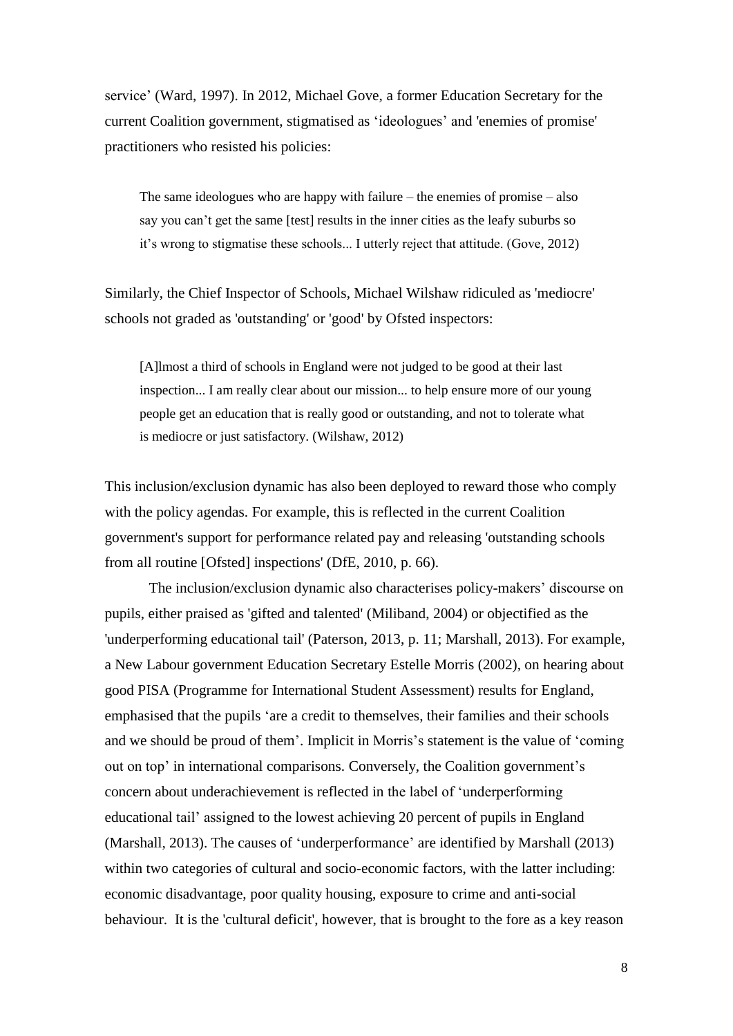service' (Ward, 1997). In 2012, Michael Gove, a former Education Secretary for the current Coalition government, stigmatised as 'ideologues' and 'enemies of promise' practitioners who resisted his policies:

> The same ideologues who are happy with failure – the enemies of promise – also say you can't get the same [test] results in the inner cities as the leafy suburbs so it's wrong to stigmatise these schools... I utterly reject that attitude. (Gove, 2012)

Similarly, the Chief Inspector of Schools, Michael Wilshaw ridiculed as 'mediocre' schools not graded as 'outstanding' or 'good' by Ofsted inspectors:

> [A]lmost a third of schools in England were not judged to be good at their last inspection... I am really clear about our mission... to help ensure more of our young people get an education that is really good or outstanding, and not to tolerate what is mediocre or just satisfactory. (Wilshaw, 2012)

This inclusion/exclusion dynamic has also been deployed to reward those who comply with the policy agendas. For example, this is reflected in the current Coalition government's support for performance related pay and releasing 'outstanding schools from all routine [Ofsted] inspections' (DfE, 2010, p. 66).

The inclusion/exclusion dynamic also characterises policy-makers' discourse on pupils, either praised as 'gifted and talented' (Miliband, 2004) or objectified as the 'underperforming educational tail' (Paterson, 2013, p. 11; Marshall, 2013). For example, a New Labour government Education Secretary Estelle Morris (2002), on hearing about good PISA (Programme for International Student Assessment) results for England, emphasised that the pupils 'are a credit to themselves, their families and their schools and we should be proud of them'. Implicit in Morris's statement is the value of 'coming out on top' in international comparisons. Conversely, the Coalition government's concern about underachievement is reflected in the label of 'underperforming educational tail' assigned to the lowest achieving 20 percent of pupils in England (Marshall, 2013). The causes of 'underperformance' are identified by Marshall (2013) within two categories of cultural and socio-economic factors, with the latter including: economic disadvantage, poor quality housing, exposure to crime and anti-social behaviour. It is the 'cultural deficit', however, that is brought to the fore as a key reason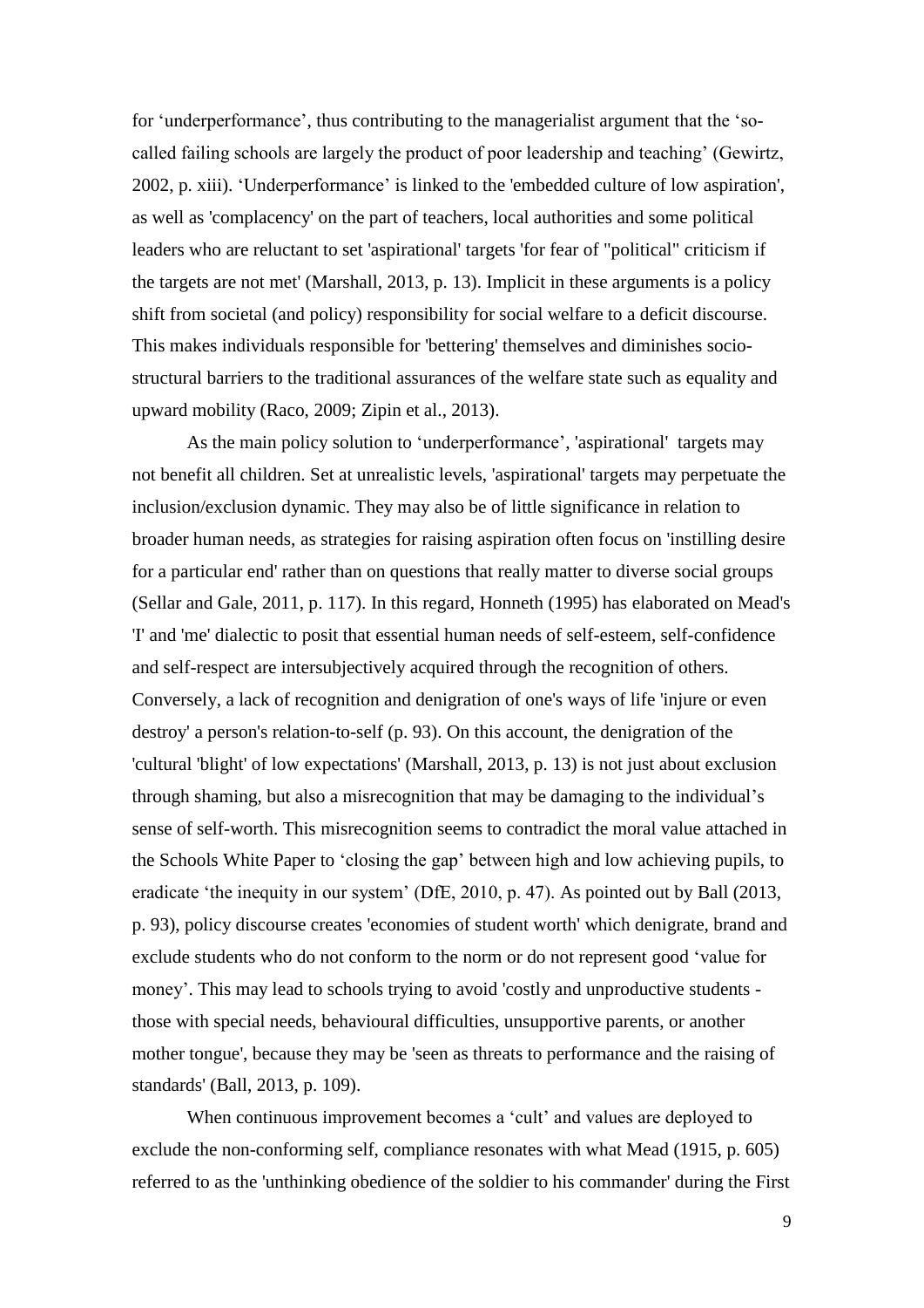for 'underperformance', thus contributing to the managerialist argument that the 'so-called failing schools are largely the product of poor leadership and teaching' (Gewirtz, 2002, p. xiii). 'Underperformance' is linked to the 'embedded culture of low aspiration', as well as 'complacency' on the part of teachers, local authorities and some political leaders who are reluctant to set 'aspirational' targets 'for fear of "political" criticism if the targets are not met' (Marshall, 2013, p. 13). Implicit in these arguments is a policy shift from societal (and policy) responsibility for social welfare to a deficit discourse. This makes individuals responsible for 'bettering' themselves and diminishes socio-structural barriers to the traditional assurances of the welfare state such as equality and upward mobility (Raco, 2009; Zipin et al., 2013).

As the main policy solution to 'underperformance', 'aspirational' targets may not benefit all children. Set at unrealistic levels, 'aspirational' targets may perpetuate the inclusion/exclusion dynamic. They may also be of little significance in relation to broader human needs, as strategies for raising aspiration often focus on 'instilling desire for a particular end' rather than on questions that really matter to diverse social groups (Sellar and Gale, 2011, p. 117). In this regard, Honneth (1995) has elaborated on Mead's 'I' and 'me' dialectic to posit that essential human needs of self-esteem, self-confidence and self-respect are intersubjectively acquired through the recognition of others. Conversely, a lack of recognition and denigration of one's ways of life 'injure or even destroy' a person's relation-to-self (p. 93). On this account, the denigration of the 'cultural 'blight' of low expectations' (Marshall, 2013, p. 13) is not just about exclusion through shaming, but also a misrecognition that may be damaging to the individual's sense of self-worth. This misrecognition seems to contradict the moral value attached in the Schools White Paper to 'closing the gap' between high and low achieving pupils, to eradicate 'the inequity in our system' (DfE, 2010, p. 47). As pointed out by Ball (2013, p. 93), policy discourse creates 'economies of student worth' which denigrate, brand and exclude students who do not conform to the norm or do not represent good 'value for money'. This may lead to schools trying to avoid 'costly and unproductive students - those with special needs, behavioural difficulties, unsupportive parents, or another mother tongue', because they may be 'seen as threats to performance and the raising of standards' (Ball, 2013, p. 109).

When continuous improvement becomes a 'cult' and values are deployed to exclude the non-conforming self, compliance resonates with what Mead (1915, p. 605) referred to as the 'unthinking obedience of the soldier to his commander' during the First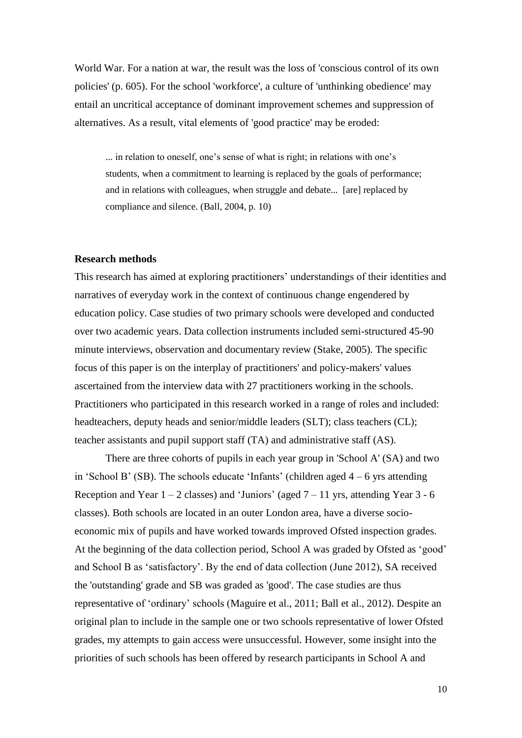World War. For a nation at war, the result was the loss of 'conscious control of its own policies' (p. 605). For the school 'workforce', a culture of 'unthinking obedience' may entail an uncritical acceptance of dominant improvement schemes and suppression of alternatives. As a result, vital elements of 'good practice' may be eroded:

> ... in relation to oneself, one's sense of what is right; in relations with one's students, when a commitment to learning is replaced by the goals of performance; and in relations with colleagues, when struggle and debate... [are] replaced by compliance and silence. (Ball, 2004, p. 10)

**Research methods**

This research has aimed at exploring practitioners' understandings of their identities and narratives of everyday work in the context of continuous change engendered by education policy. Case studies of two primary schools were developed and conducted over two academic years. Data collection instruments included semi-structured 45-90 minute interviews, observation and documentary review (Stake, 2005). The specific focus of this paper is on the interplay of practitioners' and policy-makers' values ascertained from the interview data with 27 practitioners working in the schools. Practitioners who participated in this research worked in a range of roles and included: headteachers, deputy heads and senior/middle leaders (SLT); class teachers (CL); teacher assistants and pupil support staff (TA) and administrative staff (AS).

There are three cohorts of pupils in each year group in 'School A' (SA) and two in 'School B' (SB). The schools educate 'Infants' (children aged 4 – 6 yrs attending Reception and Year 1 – 2 classes) and 'Juniors' (aged 7 – 11 yrs, attending Year 3 - 6 classes). Both schools are located in an outer London area, have a diverse socio-economic mix of pupils and have worked towards improved Ofsted inspection grades. At the beginning of the data collection period, School A was graded by Ofsted as 'good' and School B as 'satisfactory'. By the end of data collection (June 2012), SA received the 'outstanding' grade and SB was graded as 'good'. The case studies are thus representative of 'ordinary' schools (Maguire et al., 2011; Ball et al., 2012). Despite an original plan to include in the sample one or two schools representative of lower Ofsted grades, my attempts to gain access were unsuccessful. However, some insight into the priorities of such schools has been offered by research participants in School A and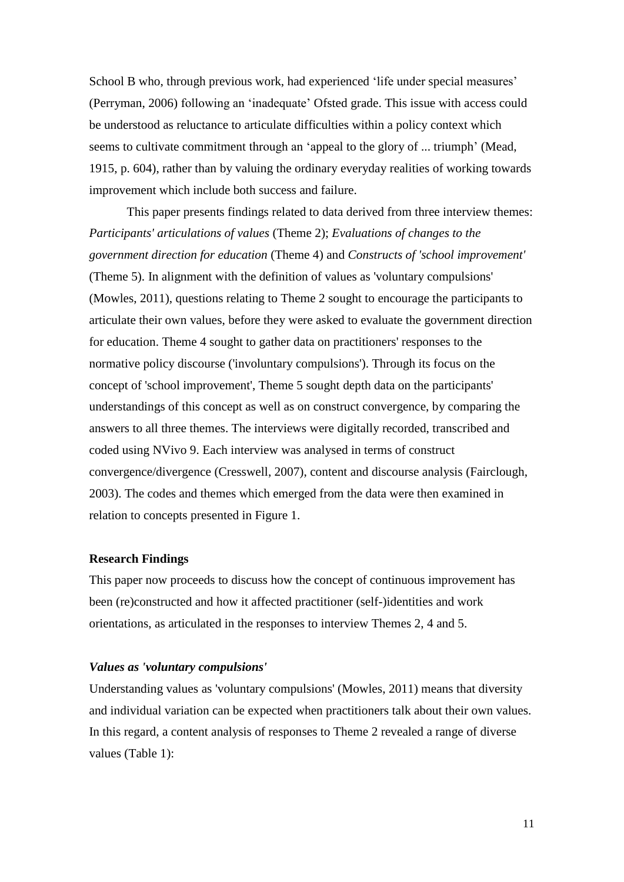School B who, through previous work, had experienced 'life under special measures' (Perryman, 2006) following an 'inadequate' Ofsted grade. This issue with access could be understood as reluctance to articulate difficulties within a policy context which seems to cultivate commitment through an 'appeal to the glory of ... triumph' (Mead, 1915, p. 604), rather than by valuing the ordinary everyday realities of working towards improvement which include both success and failure.

This paper presents findings related to data derived from three interview themes: *Participants' articulations of values* (Theme 2); *Evaluations of changes to the government direction for education* (Theme 4) and *Constructs of 'school improvement'* (Theme 5). In alignment with the definition of values as 'voluntary compulsions' (Mowles, 2011), questions relating to Theme 2 sought to encourage the participants to articulate their own values, before they were asked to evaluate the government direction for education. Theme 4 sought to gather data on practitioners' responses to the normative policy discourse ('involuntary compulsions'). Through its focus on the concept of 'school improvement', Theme 5 sought depth data on the participants' understandings of this concept as well as on construct convergence, by comparing the answers to all three themes. The interviews were digitally recorded, transcribed and coded using NVivo 9. Each interview was analysed in terms of construct convergence/divergence (Cresswell, 2007), content and discourse analysis (Fairclough, 2003). The codes and themes which emerged from the data were then examined in relation to concepts presented in Figure 1.

## Research Findings

This paper now proceeds to discuss how the concept of continuous improvement has been (re)constructed and how it affected practitioner (self-)identities and work orientations, as articulated in the responses to interview Themes 2, 4 and 5.

### *Values as 'voluntary compulsions'*

Understanding values as 'voluntary compulsions' (Mowles, 2011) means that diversity and individual variation can be expected when practitioners talk about their own values. In this regard, a content analysis of responses to Theme 2 revealed a range of diverse values (Table 1):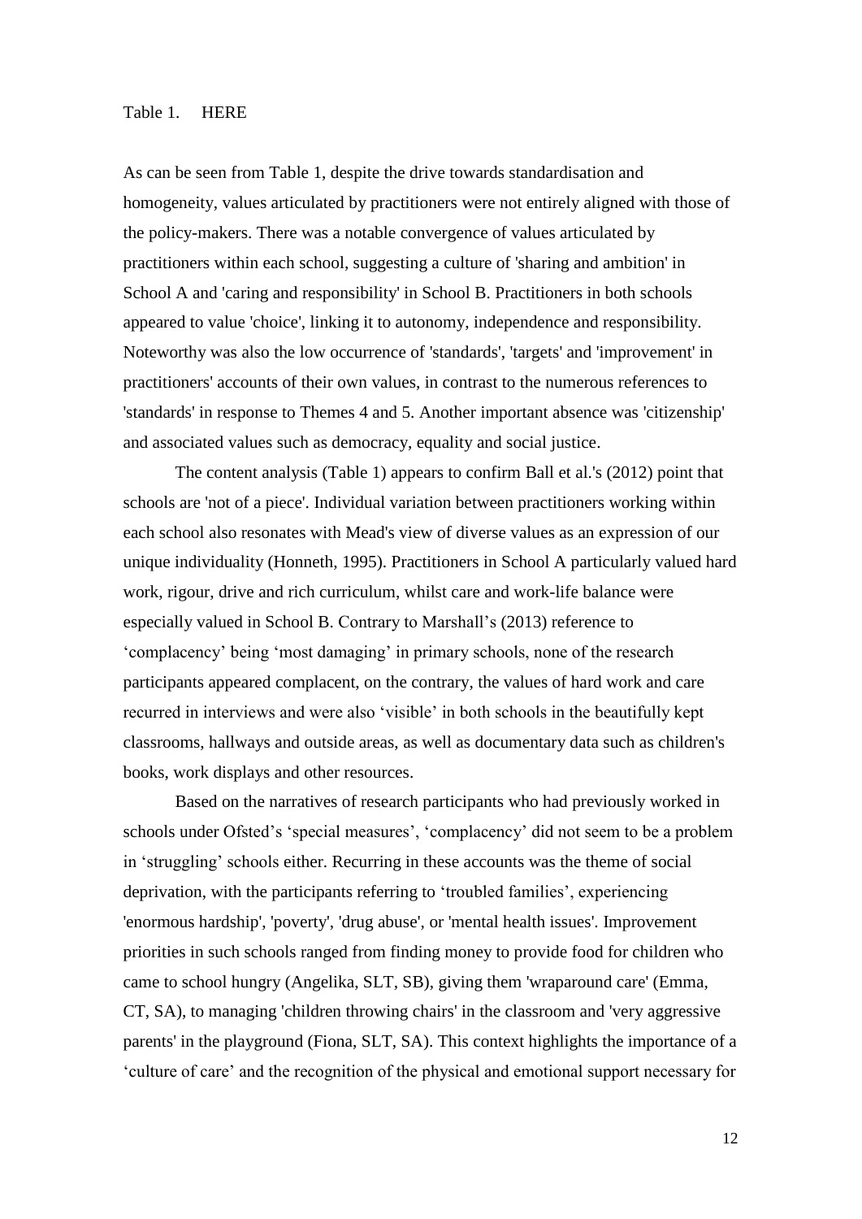Table 1. HERE

As can be seen from Table 1, despite the drive towards standardisation and homogeneity, values articulated by practitioners were not entirely aligned with those of the policy-makers. There was a notable convergence of values articulated by practitioners within each school, suggesting a culture of 'sharing and ambition' in School A and 'caring and responsibility' in School B. Practitioners in both schools appeared to value 'choice', linking it to autonomy, independence and responsibility. Noteworthy was also the low occurrence of 'standards', 'targets' and 'improvement' in practitioners' accounts of their own values, in contrast to the numerous references to 'standards' in response to Themes 4 and 5. Another important absence was 'citizenship' and associated values such as democracy, equality and social justice.

The content analysis (Table 1) appears to confirm Ball et al.'s (2012) point that schools are 'not of a piece'. Individual variation between practitioners working within each school also resonates with Mead's view of diverse values as an expression of our unique individuality (Honneth, 1995). Practitioners in School A particularly valued hard work, rigour, drive and rich curriculum, whilst care and work-life balance were especially valued in School B. Contrary to Marshall's (2013) reference to 'complacency' being 'most damaging' in primary schools, none of the research participants appeared complacent, on the contrary, the values of hard work and care recurred in interviews and were also 'visible' in both schools in the beautifully kept classrooms, hallways and outside areas, as well as documentary data such as children's books, work displays and other resources.

Based on the narratives of research participants who had previously worked in schools under Ofsted's 'special measures', 'complacency' did not seem to be a problem in 'struggling' schools either. Recurring in these accounts was the theme of social deprivation, with the participants referring to 'troubled families', experiencing 'enormous hardship', 'poverty', 'drug abuse', or 'mental health issues'. Improvement priorities in such schools ranged from finding money to provide food for children who came to school hungry (Angelika, SLT, SB), giving them 'wraparound care' (Emma, CT, SA), to managing 'children throwing chairs' in the classroom and 'very aggressive parents' in the playground (Fiona, SLT, SA). This context highlights the importance of a 'culture of care' and the recognition of the physical and emotional support necessary for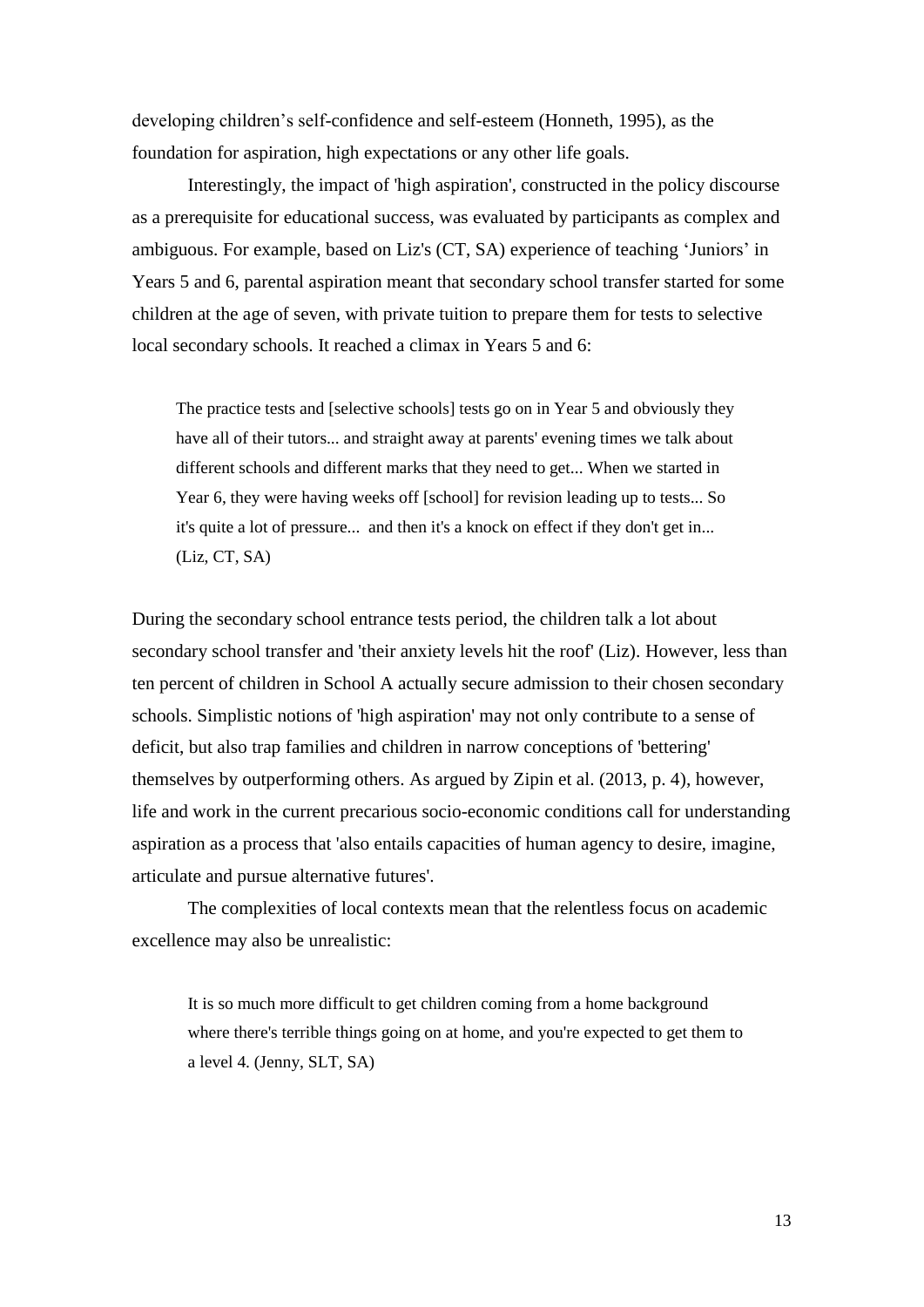developing children's self-confidence and self-esteem (Honneth, 1995), as the foundation for aspiration, high expectations or any other life goals.

Interestingly, the impact of 'high aspiration', constructed in the policy discourse as a prerequisite for educational success, was evaluated by participants as complex and ambiguous. For example, based on Liz's (CT, SA) experience of teaching 'Juniors' in Years 5 and 6, parental aspiration meant that secondary school transfer started for some children at the age of seven, with private tuition to prepare them for tests to selective local secondary schools. It reached a climax in Years 5 and 6:

> The practice tests and [selective schools] tests go on in Year 5 and obviously they have all of their tutors... and straight away at parents' evening times we talk about different schools and different marks that they need to get... When we started in Year 6, they were having weeks off [school] for revision leading up to tests... So it's quite a lot of pressure... and then it's a knock on effect if they don't get in... (Liz, CT, SA)

During the secondary school entrance tests period, the children talk a lot about secondary school transfer and 'their anxiety levels hit the roof' (Liz). However, less than ten percent of children in School A actually secure admission to their chosen secondary schools. Simplistic notions of 'high aspiration' may not only contribute to a sense of deficit, but also trap families and children in narrow conceptions of 'bettering' themselves by outperforming others. As argued by Zipin et al. (2013, p. 4), however, life and work in the current precarious socio-economic conditions call for understanding aspiration as a process that 'also entails capacities of human agency to desire, imagine, articulate and pursue alternative futures'.

The complexities of local contexts mean that the relentless focus on academic excellence may also be unrealistic:

> It is so much more difficult to get children coming from a home background where there's terrible things going on at home, and you're expected to get them to a level 4. (Jenny, SLT, SA)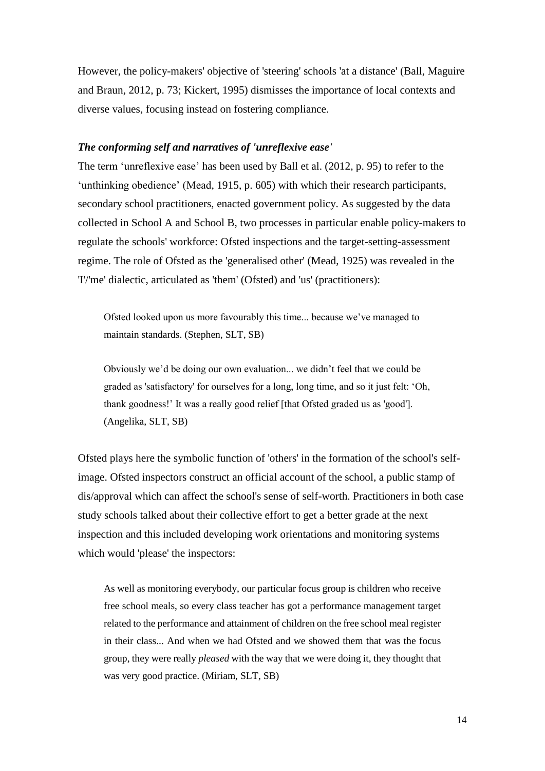However, the policy-makers' objective of 'steering' schools 'at a distance' (Ball, Maguire and Braun, 2012, p. 73; Kickert, 1995) dismisses the importance of local contexts and diverse values, focusing instead on fostering compliance.

### *The conforming self and narratives of 'unreflexive ease'*

The term 'unreflexive ease' has been used by Ball et al. (2012, p. 95) to refer to the 'unthinking obedience' (Mead, 1915, p. 605) with which their research participants, secondary school practitioners, enacted government policy. As suggested by the data collected in School A and School B, two processes in particular enable policy-makers to regulate the schools' workforce: Ofsted inspections and the target-setting-assessment regime. The role of Ofsted as the 'generalised other' (Mead, 1925) was revealed in the 'I'/'me' dialectic, articulated as 'them' (Ofsted) and 'us' (practitioners):

> Ofsted looked upon us more favourably this time... because we've managed to maintain standards. (Stephen, SLT, SB)

> Obviously we'd be doing our own evaluation... we didn't feel that we could be graded as 'satisfactory' for ourselves for a long, long time, and so it just felt: 'Oh, thank goodness!' It was a really good relief [that Ofsted graded us as 'good']. (Angelika, SLT, SB)

Ofsted plays here the symbolic function of 'others' in the formation of the school's self-image. Ofsted inspectors construct an official account of the school, a public stamp of dis/approval which can affect the school's sense of self-worth. Practitioners in both case study schools talked about their collective effort to get a better grade at the next inspection and this included developing work orientations and monitoring systems which would 'please' the inspectors:

> As well as monitoring everybody, our particular focus group is children who receive free school meals, so every class teacher has got a performance management target related to the performance and attainment of children on the free school meal register in their class... And when we had Ofsted and we showed them that was the focus group, they were really *pleased* with the way that we were doing it, they thought that was very good practice. (Miriam, SLT, SB)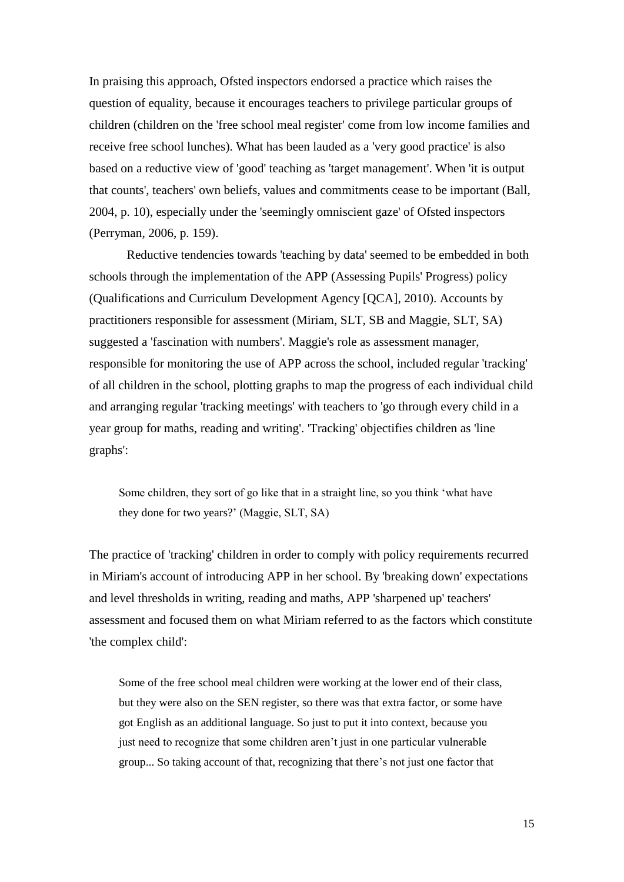In praising this approach, Ofsted inspectors endorsed a practice which raises the question of equality, because it encourages teachers to privilege particular groups of children (children on the 'free school meal register' come from low income families and receive free school lunches). What has been lauded as a 'very good practice' is also based on a reductive view of 'good' teaching as 'target management'. When 'it is output that counts', teachers' own beliefs, values and commitments cease to be important (Ball, 2004, p. 10), especially under the 'seemingly omniscient gaze' of Ofsted inspectors (Perryman, 2006, p. 159).

Reductive tendencies towards 'teaching by data' seemed to be embedded in both schools through the implementation of the APP (Assessing Pupils' Progress) policy (Qualifications and Curriculum Development Agency [QCA], 2010). Accounts by practitioners responsible for assessment (Miriam, SLT, SB and Maggie, SLT, SA) suggested a 'fascination with numbers'. Maggie's role as assessment manager, responsible for monitoring the use of APP across the school, included regular 'tracking' of all children in the school, plotting graphs to map the progress of each individual child and arranging regular 'tracking meetings' with teachers to 'go through every child in a year group for maths, reading and writing'. 'Tracking' objectifies children as 'line graphs':

> Some children, they sort of go like that in a straight line, so you think 'what have they done for two years?' (Maggie, SLT, SA)

The practice of 'tracking' children in order to comply with policy requirements recurred in Miriam's account of introducing APP in her school. By 'breaking down' expectations and level thresholds in writing, reading and maths, APP 'sharpened up' teachers' assessment and focused them on what Miriam referred to as the factors which constitute 'the complex child':

> Some of the free school meal children were working at the lower end of their class, but they were also on the SEN register, so there was that extra factor, or some have got English as an additional language. So just to put it into context, because you just need to recognize that some children aren't just in one particular vulnerable group... So taking account of that, recognizing that there's not just one factor that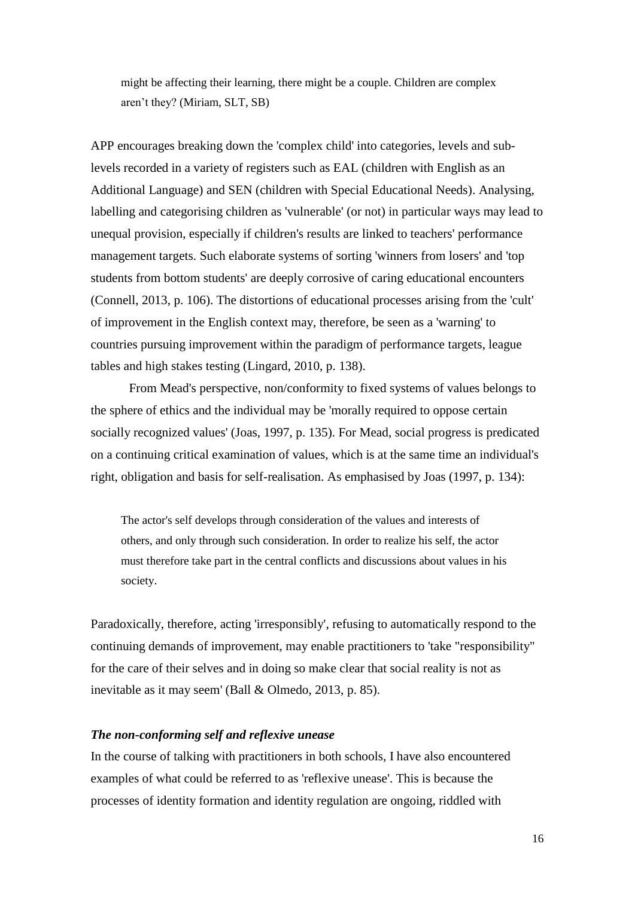> might be affecting their learning, there might be a couple. Children are complex aren't they? (Miriam, SLT, SB)

APP encourages breaking down the 'complex child' into categories, levels and sub-levels recorded in a variety of registers such as EAL (children with English as an Additional Language) and SEN (children with Special Educational Needs). Analysing, labelling and categorising children as 'vulnerable' (or not) in particular ways may lead to unequal provision, especially if children's results are linked to teachers' performance management targets. Such elaborate systems of sorting 'winners from losers' and 'top students from bottom students' are deeply corrosive of caring educational encounters (Connell, 2013, p. 106). The distortions of educational processes arising from the 'cult' of improvement in the English context may, therefore, be seen as a 'warning' to countries pursuing improvement within the paradigm of performance targets, league tables and high stakes testing (Lingard, 2010, p. 138).

From Mead's perspective, non/conformity to fixed systems of values belongs to the sphere of ethics and the individual may be 'morally required to oppose certain socially recognized values' (Joas, 1997, p. 135). For Mead, social progress is predicated on a continuing critical examination of values, which is at the same time an individual's right, obligation and basis for self-realisation. As emphasised by Joas (1997, p. 134):

> The actor's self develops through consideration of the values and interests of others, and only through such consideration. In order to realize his self, the actor must therefore take part in the central conflicts and discussions about values in his society.

Paradoxically, therefore, acting 'irresponsibly', refusing to automatically respond to the continuing demands of improvement, may enable practitioners to 'take "responsibility" for the care of their selves and in doing so make clear that social reality is not as inevitable as it may seem' (Ball & Olmedo, 2013, p. 85).

### *The non-conforming self and reflexive unease*

In the course of talking with practitioners in both schools, I have also encountered examples of what could be referred to as 'reflexive unease'. This is because the processes of identity formation and identity regulation are ongoing, riddled with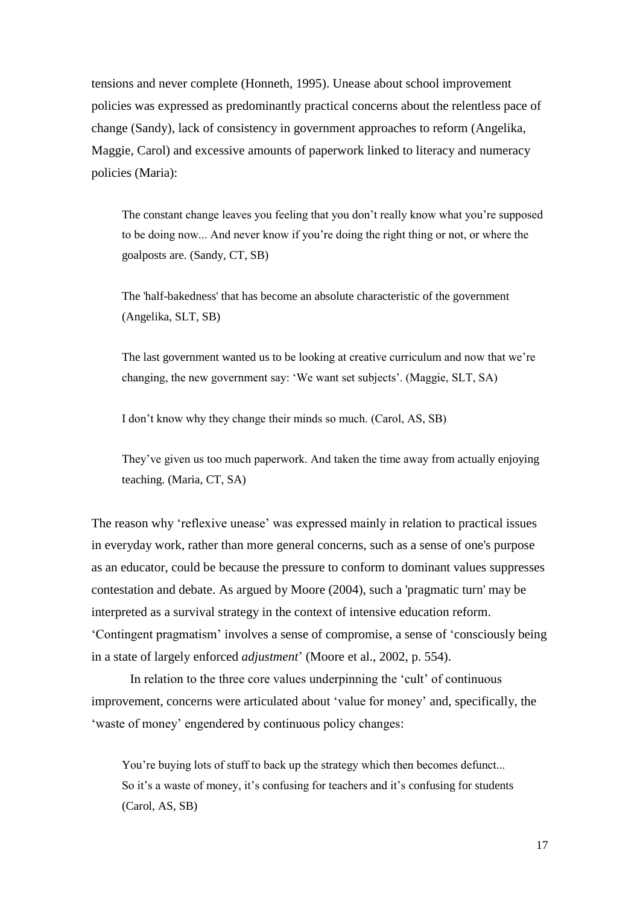tensions and never complete (Honneth, 1995). Unease about school improvement policies was expressed as predominantly practical concerns about the relentless pace of change (Sandy), lack of consistency in government approaches to reform (Angelika, Maggie, Carol) and excessive amounts of paperwork linked to literacy and numeracy policies (Maria):

> The constant change leaves you feeling that you don't really know what you're supposed to be doing now... And never know if you're doing the right thing or not, or where the goalposts are. (Sandy, CT, SB)

> The 'half-bakedness' that has become an absolute characteristic of the government (Angelika, SLT, SB)

> The last government wanted us to be looking at creative curriculum and now that we're changing, the new government say: 'We want set subjects'. (Maggie, SLT, SA)

> I don't know why they change their minds so much. (Carol, AS, SB)

> They've given us too much paperwork. And taken the time away from actually enjoying teaching. (Maria, CT, SA)

The reason why 'reflexive unease' was expressed mainly in relation to practical issues in everyday work, rather than more general concerns, such as a sense of one's purpose as an educator, could be because the pressure to conform to dominant values suppresses contestation and debate. As argued by Moore (2004), such a 'pragmatic turn' may be interpreted as a survival strategy in the context of intensive education reform. 'Contingent pragmatism' involves a sense of compromise, a sense of 'consciously being in a state of largely enforced *adjustment*' (Moore et al., 2002, p. 554).

In relation to the three core values underpinning the 'cult' of continuous improvement, concerns were articulated about 'value for money' and, specifically, the 'waste of money' engendered by continuous policy changes:

> You're buying lots of stuff to back up the strategy which then becomes defunct... So it's a waste of money, it's confusing for teachers and it's confusing for students (Carol, AS, SB)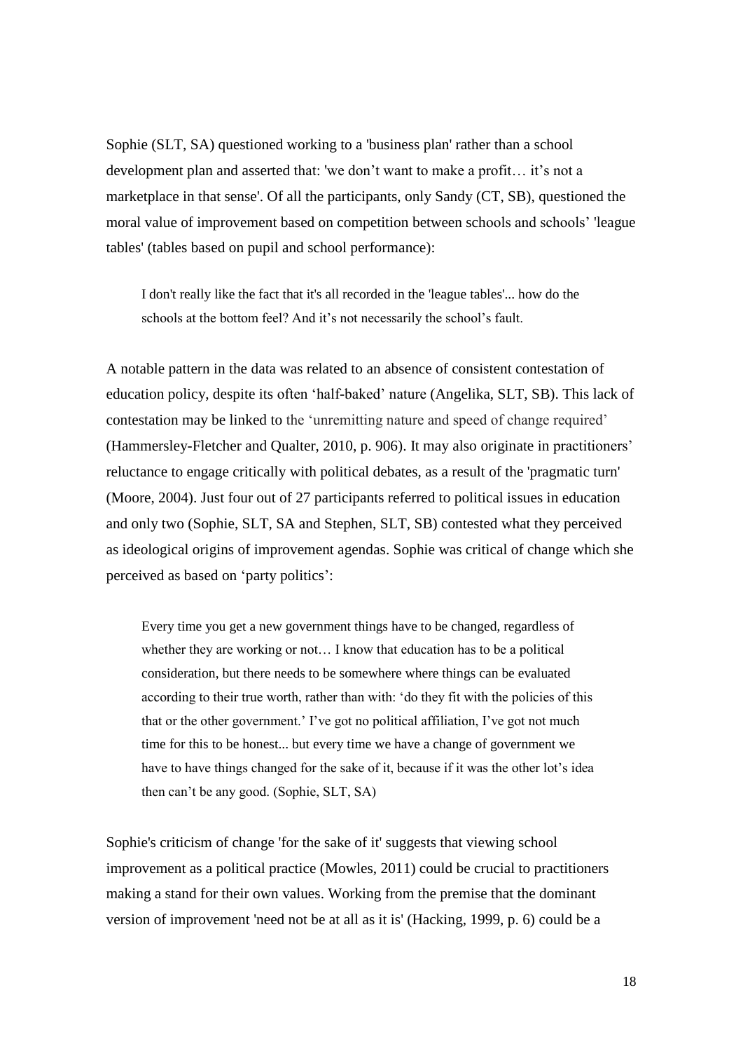Sophie (SLT, SA) questioned working to a 'business plan' rather than a school development plan and asserted that: 'we don't want to make a profit… it's not a marketplace in that sense'. Of all the participants, only Sandy (CT, SB), questioned the moral value of improvement based on competition between schools and schools' 'league tables' (tables based on pupil and school performance):

> I don't really like the fact that it's all recorded in the 'league tables'... how do the schools at the bottom feel? And it's not necessarily the school's fault.

A notable pattern in the data was related to an absence of consistent contestation of education policy, despite its often 'half-baked' nature (Angelika, SLT, SB). This lack of contestation may be linked to the 'unremitting nature and speed of change required' (Hammersley-Fletcher and Qualter, 2010, p. 906). It may also originate in practitioners' reluctance to engage critically with political debates, as a result of the 'pragmatic turn' (Moore, 2004). Just four out of 27 participants referred to political issues in education and only two (Sophie, SLT, SA and Stephen, SLT, SB) contested what they perceived as ideological origins of improvement agendas. Sophie was critical of change which she perceived as based on 'party politics':

> Every time you get a new government things have to be changed, regardless of whether they are working or not… I know that education has to be a political consideration, but there needs to be somewhere where things can be evaluated according to their true worth, rather than with: 'do they fit with the policies of this that or the other government.' I've got no political affiliation, I've got not much time for this to be honest... but every time we have a change of government we have to have things changed for the sake of it, because if it was the other lot's idea then can't be any good. (Sophie, SLT, SA)

Sophie's criticism of change 'for the sake of it' suggests that viewing school improvement as a political practice (Mowles, 2011) could be crucial to practitioners making a stand for their own values. Working from the premise that the dominant version of improvement 'need not be at all as it is' (Hacking, 1999, p. 6) could be a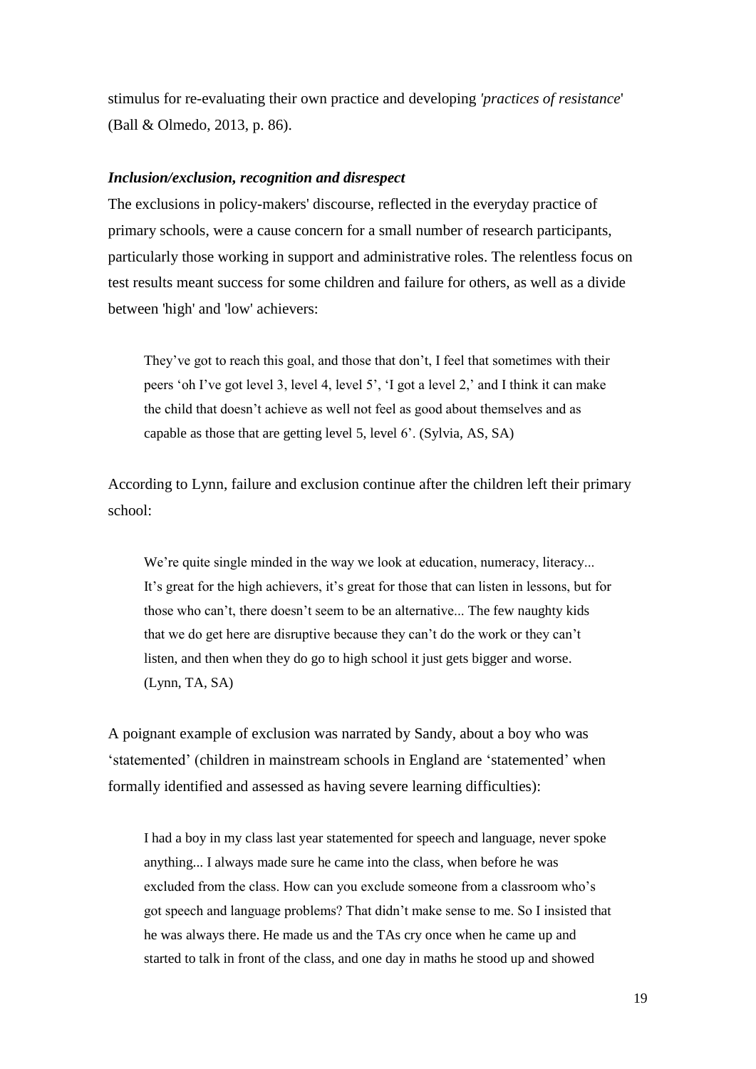stimulus for re-evaluating their own practice and developing *'practices of resistance*' (Ball & Olmedo, 2013, p. 86).

### ***Inclusion/exclusion, recognition and disrespect***

The exclusions in policy-makers' discourse, reflected in the everyday practice of primary schools, were a cause concern for a small number of research participants, particularly those working in support and administrative roles. The relentless focus on test results meant success for some children and failure for others, as well as a divide between 'high' and 'low' achievers:

> They've got to reach this goal, and those that don't, I feel that sometimes with their peers 'oh I've got level 3, level 4, level 5', 'I got a level 2,' and I think it can make the child that doesn't achieve as well not feel as good about themselves and as capable as those that are getting level 5, level 6'. (Sylvia, AS, SA)

According to Lynn, failure and exclusion continue after the children left their primary school:

> We're quite single minded in the way we look at education, numeracy, literacy... It's great for the high achievers, it's great for those that can listen in lessons, but for those who can't, there doesn't seem to be an alternative... The few naughty kids that we do get here are disruptive because they can't do the work or they can't listen, and then when they do go to high school it just gets bigger and worse. (Lynn, TA, SA)

A poignant example of exclusion was narrated by Sandy, about a boy who was 'statemented' (children in mainstream schools in England are 'statemented' when formally identified and assessed as having severe learning difficulties):

> I had a boy in my class last year statemented for speech and language, never spoke anything... I always made sure he came into the class, when before he was excluded from the class. How can you exclude someone from a classroom who's got speech and language problems? That didn't make sense to me. So I insisted that he was always there. He made us and the TAs cry once when he came up and started to talk in front of the class, and one day in maths he stood up and showed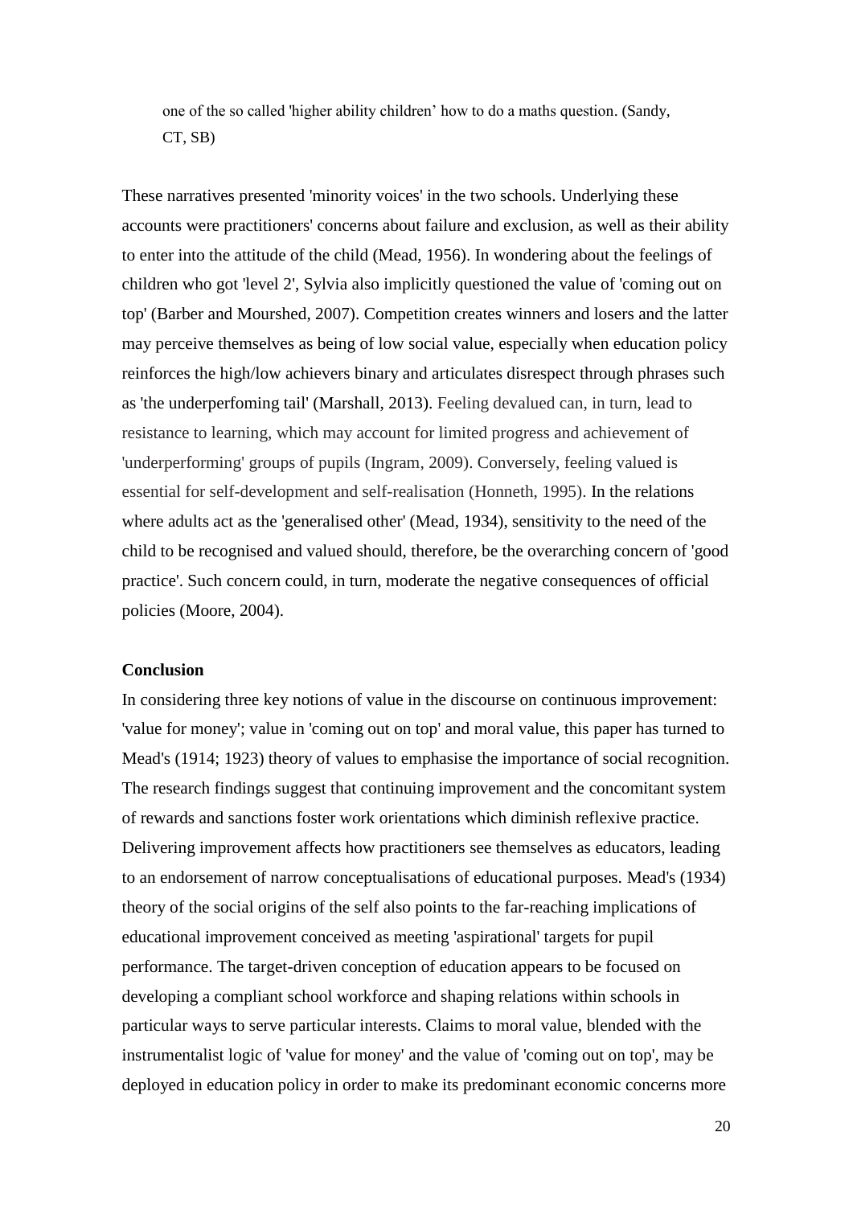one of the so called 'higher ability children' how to do a maths question. (Sandy, CT, SB)

These narratives presented 'minority voices' in the two schools. Underlying these accounts were practitioners' concerns about failure and exclusion, as well as their ability to enter into the attitude of the child (Mead, 1956). In wondering about the feelings of children who got 'level 2', Sylvia also implicitly questioned the value of 'coming out on top' (Barber and Mourshed, 2007). Competition creates winners and losers and the latter may perceive themselves as being of low social value, especially when education policy reinforces the high/low achievers binary and articulates disrespect through phrases such as 'the underperfoming tail' (Marshall, 2013). Feeling devalued can, in turn, lead to resistance to learning, which may account for limited progress and achievement of 'underperforming' groups of pupils (Ingram, 2009). Conversely, feeling valued is essential for self-development and self-realisation (Honneth, 1995). In the relations where adults act as the 'generalised other' (Mead, 1934), sensitivity to the need of the child to be recognised and valued should, therefore, be the overarching concern of 'good practice'. Such concern could, in turn, moderate the negative consequences of official policies (Moore, 2004).

**Conclusion**

In considering three key notions of value in the discourse on continuous improvement: 'value for money'; value in 'coming out on top' and moral value, this paper has turned to Mead's (1914; 1923) theory of values to emphasise the importance of social recognition. The research findings suggest that continuing improvement and the concomitant system of rewards and sanctions foster work orientations which diminish reflexive practice. Delivering improvement affects how practitioners see themselves as educators, leading to an endorsement of narrow conceptualisations of educational purposes. Mead's (1934) theory of the social origins of the self also points to the far-reaching implications of educational improvement conceived as meeting 'aspirational' targets for pupil performance. The target-driven conception of education appears to be focused on developing a compliant school workforce and shaping relations within schools in particular ways to serve particular interests. Claims to moral value, blended with the instrumentalist logic of 'value for money' and the value of 'coming out on top', may be deployed in education policy in order to make its predominant economic concerns more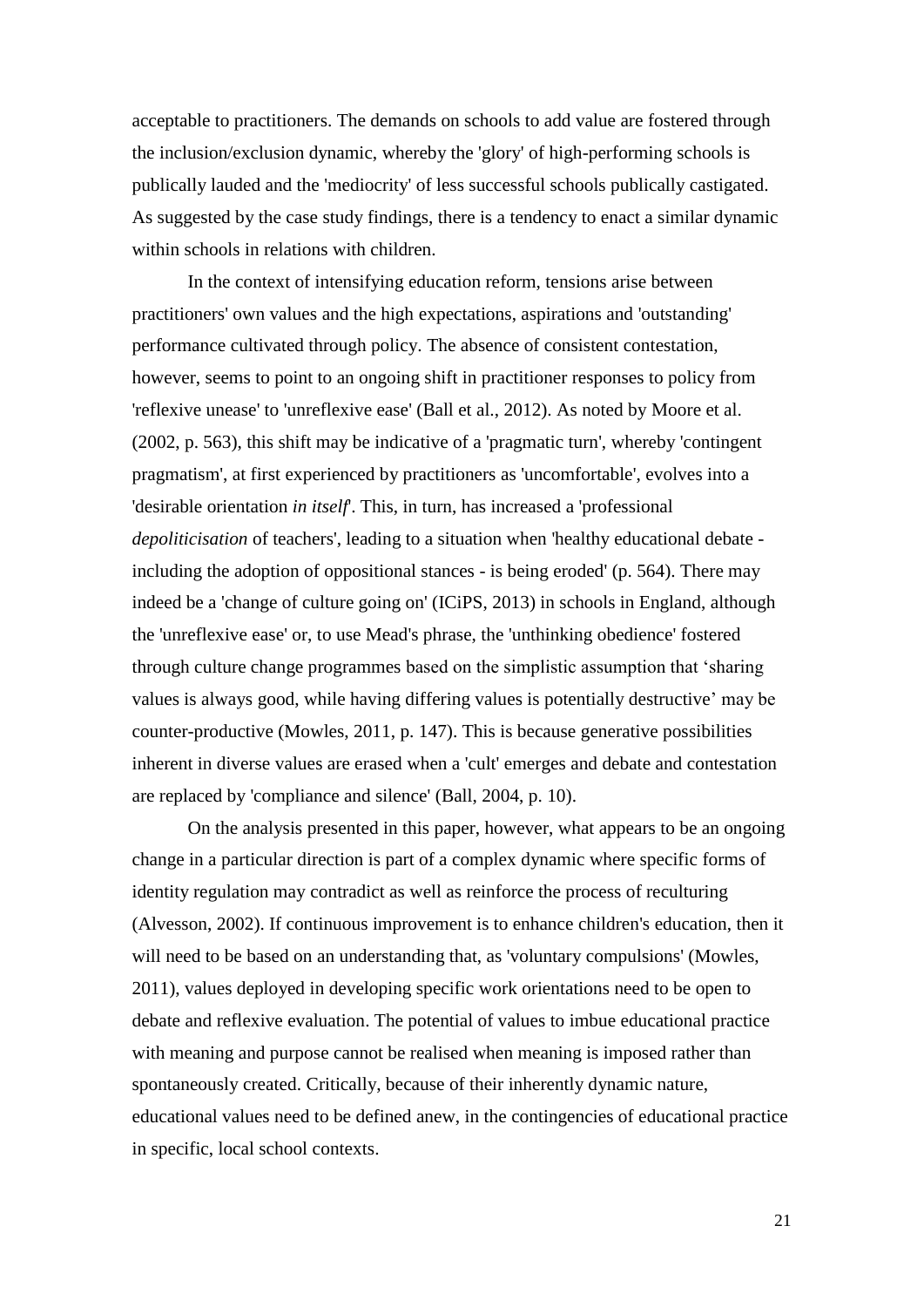acceptable to practitioners. The demands on schools to add value are fostered through the inclusion/exclusion dynamic, whereby the 'glory' of high-performing schools is publically lauded and the 'mediocrity' of less successful schools publically castigated. As suggested by the case study findings, there is a tendency to enact a similar dynamic within schools in relations with children.

In the context of intensifying education reform, tensions arise between practitioners' own values and the high expectations, aspirations and 'outstanding' performance cultivated through policy. The absence of consistent contestation, however, seems to point to an ongoing shift in practitioner responses to policy from 'reflexive unease' to 'unreflexive ease' (Ball et al., 2012). As noted by Moore et al. (2002, p. 563), this shift may be indicative of a 'pragmatic turn', whereby 'contingent pragmatism', at first experienced by practitioners as 'uncomfortable', evolves into a 'desirable orientation *in itself*'. This, in turn, has increased a 'professional *depoliticisation* of teachers', leading to a situation when 'healthy educational debate - including the adoption of oppositional stances - is being eroded' (p. 564). There may indeed be a 'change of culture going on' (ICiPS, 2013) in schools in England, although the 'unreflexive ease' or, to use Mead's phrase, the 'unthinking obedience' fostered through culture change programmes based on the simplistic assumption that 'sharing values is always good, while having differing values is potentially destructive' may be counter-productive (Mowles, 2011, p. 147). This is because generative possibilities inherent in diverse values are erased when a 'cult' emerges and debate and contestation are replaced by 'compliance and silence' (Ball, 2004, p. 10).

On the analysis presented in this paper, however, what appears to be an ongoing change in a particular direction is part of a complex dynamic where specific forms of identity regulation may contradict as well as reinforce the process of reculturing (Alvesson, 2002). If continuous improvement is to enhance children's education, then it will need to be based on an understanding that, as 'voluntary compulsions' (Mowles, 2011), values deployed in developing specific work orientations need to be open to debate and reflexive evaluation. The potential of values to imbue educational practice with meaning and purpose cannot be realised when meaning is imposed rather than spontaneously created. Critically, because of their inherently dynamic nature, educational values need to be defined anew, in the contingencies of educational practice in specific, local school contexts.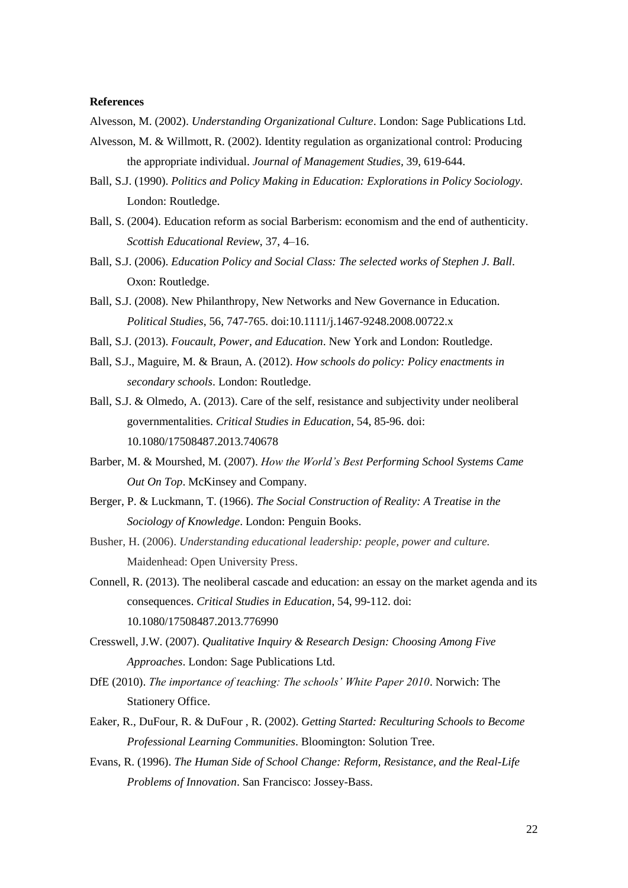**References**

Alvesson, M. (2002). *Understanding Organizational Culture*. London: Sage Publications Ltd.

Alvesson, M. & Willmott, R. (2002). Identity regulation as organizational control: Producing the appropriate individual. *Journal of Management Studies*, 39, 619-644.

Ball, S.J. (1990). *Politics and Policy Making in Education: Explorations in Policy Sociology*. London: Routledge.

Ball, S. (2004). Education reform as social Barberism: economism and the end of authenticity. *Scottish Educational Review*, 37, 4–16.

Ball, S.J. (2006). *Education Policy and Social Class: The selected works of Stephen J. Ball*. Oxon: Routledge.

Ball, S.J. (2008). New Philanthropy, New Networks and New Governance in Education. *Political Studies*, 56, 747-765. doi:10.1111/j.1467-9248.2008.00722.x

Ball, S.J. (2013). *Foucault, Power, and Education*. New York and London: Routledge.

Ball, S.J., Maguire, M. & Braun, A. (2012). *How schools do policy: Policy enactments in secondary schools*. London: Routledge.

Ball, S.J. & Olmedo, A. (2013). Care of the self, resistance and subjectivity under neoliberal governmentalities. *Critical Studies in Education*, 54, 85-96. doi: 10.1080/17508487.2013.740678

Barber, M. & Mourshed, M. (2007). *How the World's Best Performing School Systems Came Out On Top*. McKinsey and Company.

Berger, P. & Luckmann, T. (1966). *The Social Construction of Reality: A Treatise in the Sociology of Knowledge*. London: Penguin Books.

Busher, H. (2006). *Understanding educational leadership: people, power and culture.* Maidenhead: Open University Press.

Connell, R. (2013). The neoliberal cascade and education: an essay on the market agenda and its consequences. *Critical Studies in Education*, 54, 99-112. doi: 10.1080/17508487.2013.776990

Cresswell, J.W. (2007). *Qualitative Inquiry & Research Design: Choosing Among Five Approaches*. London: Sage Publications Ltd.

DfE (2010). *The importance of teaching: The schools' White Paper 2010*. Norwich: The Stationery Office.

Eaker, R., DuFour, R. & DuFour , R. (2002). *Getting Started: Reculturing Schools to Become Professional Learning Communities*. Bloomington: Solution Tree.

Evans, R. (1996). *The Human Side of School Change: Reform, Resistance, and the Real-Life Problems of Innovation*. San Francisco: Jossey-Bass.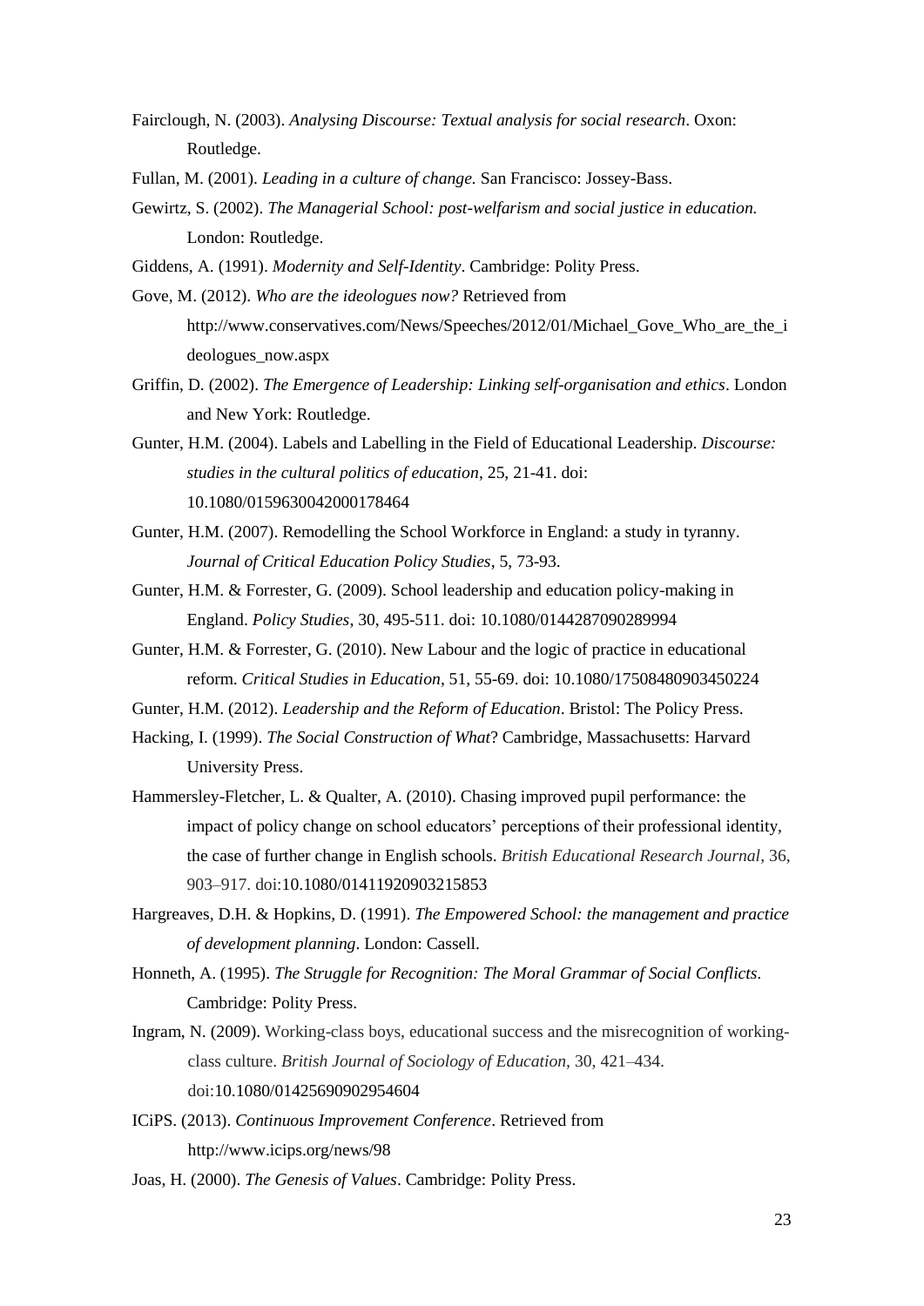Fairclough, N. (2003). *Analysing Discourse: Textual analysis for social research*. Oxon: Routledge.

Fullan, M. (2001). *Leading in a culture of change.* San Francisco: Jossey-Bass.

Gewirtz, S. (2002). *The Managerial School: post-welfarism and social justice in education.* London: Routledge.

Giddens, A. (1991). *Modernity and Self-Identity*. Cambridge: Polity Press.

Gove, M. (2012). *Who are the ideologues now?* Retrieved from http://www.conservatives.com/News/Speeches/2012/01/Michael_Gove_Who_are_the_ideologues_now.aspx

Griffin, D. (2002). *The Emergence of Leadership: Linking self-organisation and ethics*. London and New York: Routledge.

Gunter, H.M. (2004). Labels and Labelling in the Field of Educational Leadership. *Discourse: studies in the cultural politics of education*, 25, 21-41. doi: 10.1080/0159630042000178464

Gunter, H.M. (2007). Remodelling the School Workforce in England: a study in tyranny. *Journal of Critical Education Policy Studies*, 5, 73-93.

Gunter, H.M. & Forrester, G. (2009). School leadership and education policy-making in England. *Policy Studies*, 30, 495-511. doi: 10.1080/0144287090289994

Gunter, H.M. & Forrester, G. (2010). New Labour and the logic of practice in educational reform. *Critical Studies in Education*, 51, 55-69. doi: 10.1080/17508480903450224

Gunter, H.M. (2012). *Leadership and the Reform of Education*. Bristol: The Policy Press.

Hacking, I. (1999). *The Social Construction of What*? Cambridge, Massachusetts: Harvard University Press.

Hammersley-Fletcher, L. & Qualter, A. (2010). Chasing improved pupil performance: the impact of policy change on school educators' perceptions of their professional identity, the case of further change in English schools. *British Educational Research Journal*, 36, 903–917. doi:10.1080/01411920903215853

Hargreaves, D.H. & Hopkins, D. (1991). *The Empowered School: the management and practice of development planning*. London: Cassell.

Honneth, A. (1995). *The Struggle for Recognition: The Moral Grammar of Social Conflicts*. Cambridge: Polity Press.

Ingram, N. (2009). Working-class boys, educational success and the misrecognition of working-class culture. *British Journal of Sociology of Education*, 30, 421–434. doi:10.1080/01425690902954604

ICiPS. (2013). *Continuous Improvement Conference*. Retrieved from http://www.icips.org/news/98

Joas, H. (2000). *The Genesis of Values*. Cambridge: Polity Press.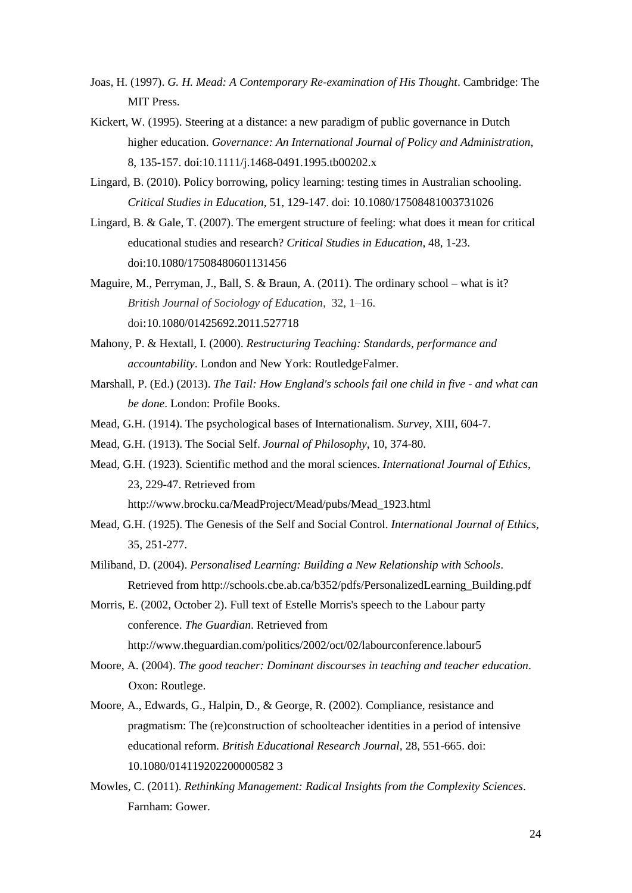Joas, H. (1997). *G. H. Mead: A Contemporary Re-examination of His Thought*. Cambridge: The MIT Press.

Kickert, W. (1995). Steering at a distance: a new paradigm of public governance in Dutch higher education. *Governance: An International Journal of Policy and Administration*, 8, 135-157. doi:10.1111/j.1468-0491.1995.tb00202.x

Lingard, B. (2010). Policy borrowing, policy learning: testing times in Australian schooling. *Critical Studies in Education*, 51, 129-147. doi: 10.1080/17508481003731026

Lingard, B. & Gale, T. (2007). The emergent structure of feeling: what does it mean for critical educational studies and research? *Critical Studies in Education*, 48, 1-23. doi:10.1080/17508480601131456

Maguire, M., Perryman, J., Ball, S. & Braun, A. (2011). The ordinary school – what is it? *British Journal of Sociology of Education*, 32, 1–16. doi:10.1080/01425692.2011.527718

Mahony, P. & Hextall, I. (2000). *Restructuring Teaching: Standards, performance and accountability*. London and New York: RoutledgeFalmer.

Marshall, P. (Ed.) (2013). *The Tail: How England's schools fail one child in five - and what can be done*. London: Profile Books.

Mead, G.H. (1914). The psychological bases of Internationalism. *Survey*, XIII, 604-7.

Mead, G.H. (1913). The Social Self. *Journal of Philosophy*, 10, 374-80.

Mead, G.H. (1923). Scientific method and the moral sciences. *International Journal of Ethics*, 23, 229-47. Retrieved from http://www.brocku.ca/MeadProject/Mead/pubs/Mead_1923.html

Mead, G.H. (1925). The Genesis of the Self and Social Control. *International Journal of Ethics*, 35, 251-277.

Miliband, D. (2004). *Personalised Learning: Building a New Relationship with Schools*. Retrieved from http://schools.cbe.ab.ca/b352/pdfs/PersonalizedLearning_Building.pdf

Morris, E. (2002, October 2). Full text of Estelle Morris's speech to the Labour party conference. *The Guardian*. Retrieved from http://www.theguardian.com/politics/2002/oct/02/labourconference.labour5

Moore, A. (2004). *The good teacher: Dominant discourses in teaching and teacher education*. Oxon: Routlege.

Moore, A., Edwards, G., Halpin, D., & George, R. (2002). Compliance, resistance and pragmatism: The (re)construction of schoolteacher identities in a period of intensive educational reform. *British Educational Research Journal*, 28, 551-665. doi: 10.1080/014119202200000582 3

Mowles, C. (2011). *Rethinking Management: Radical Insights from the Complexity Sciences*. Farnham: Gower.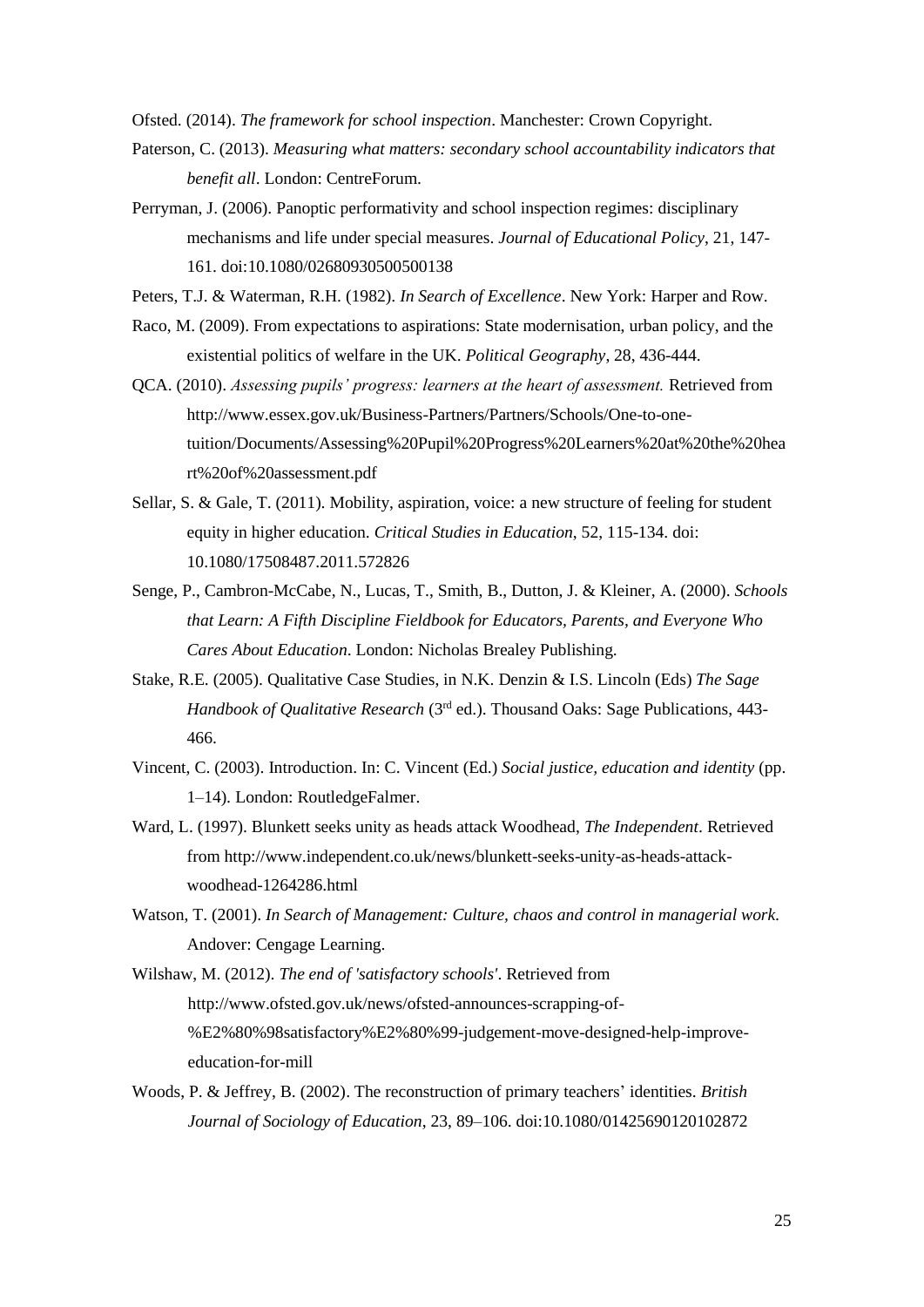Ofsted. (2014). *The framework for school inspection*. Manchester: Crown Copyright.

Paterson, C. (2013). *Measuring what matters: secondary school accountability indicators that benefit all*. London: CentreForum.

Perryman, J. (2006). Panoptic performativity and school inspection regimes: disciplinary mechanisms and life under special measures. *Journal of Educational Policy*, 21, 147-161. doi:10.1080/02680930500500138

Peters, T.J. & Waterman, R.H. (1982). *In Search of Excellence*. New York: Harper and Row.

Raco, M. (2009). From expectations to aspirations: State modernisation, urban policy, and the existential politics of welfare in the UK. *Political Geography*, 28, 436-444.

QCA. (2010). *Assessing pupils' progress: learners at the heart of assessment.* Retrieved from http://www.essex.gov.uk/Business-Partners/Partners/Schools/One-to-one-tuition/Documents/Assessing%20Pupil%20Progress%20Learners%20at%20the%20heart%20of%20assessment.pdf

Sellar, S. & Gale, T. (2011). Mobility, aspiration, voice: a new structure of feeling for student equity in higher education. *Critical Studies in Education*, 52, 115-134. doi: 10.1080/17508487.2011.572826

Senge, P., Cambron-McCabe, N., Lucas, T., Smith, B., Dutton, J. & Kleiner, A. (2000). *Schools that Learn: A Fifth Discipline Fieldbook for Educators, Parents, and Everyone Who Cares About Education*. London: Nicholas Brealey Publishing.

Stake, R.E. (2005). Qualitative Case Studies, in N.K. Denzin & I.S. Lincoln (Eds) *The Sage Handbook of Qualitative Research* (3rd ed.). Thousand Oaks: Sage Publications, 443-466.

Vincent, C. (2003). Introduction. In: C. Vincent (Ed.) *Social justice, education and identity* (pp. 1–14). London: RoutledgeFalmer.

Ward, L. (1997). Blunkett seeks unity as heads attack Woodhead, *The Independent*. Retrieved from http://www.independent.co.uk/news/blunkett-seeks-unity-as-heads-attack-woodhead-1264286.html

Watson, T. (2001). *In Search of Management: Culture, chaos and control in managerial work.* Andover: Cengage Learning.

Wilshaw, M. (2012). *The end of 'satisfactory schools'*. Retrieved from http://www.ofsted.gov.uk/news/ofsted-announces-scrapping-of-%E2%80%98satisfactory%E2%80%99-judgement-move-designed-help-improve-education-for-mill

Woods, P. & Jeffrey, B. (2002). The reconstruction of primary teachers' identities. *British Journal of Sociology of Education*, 23, 89–106. doi:10.1080/01425690120102872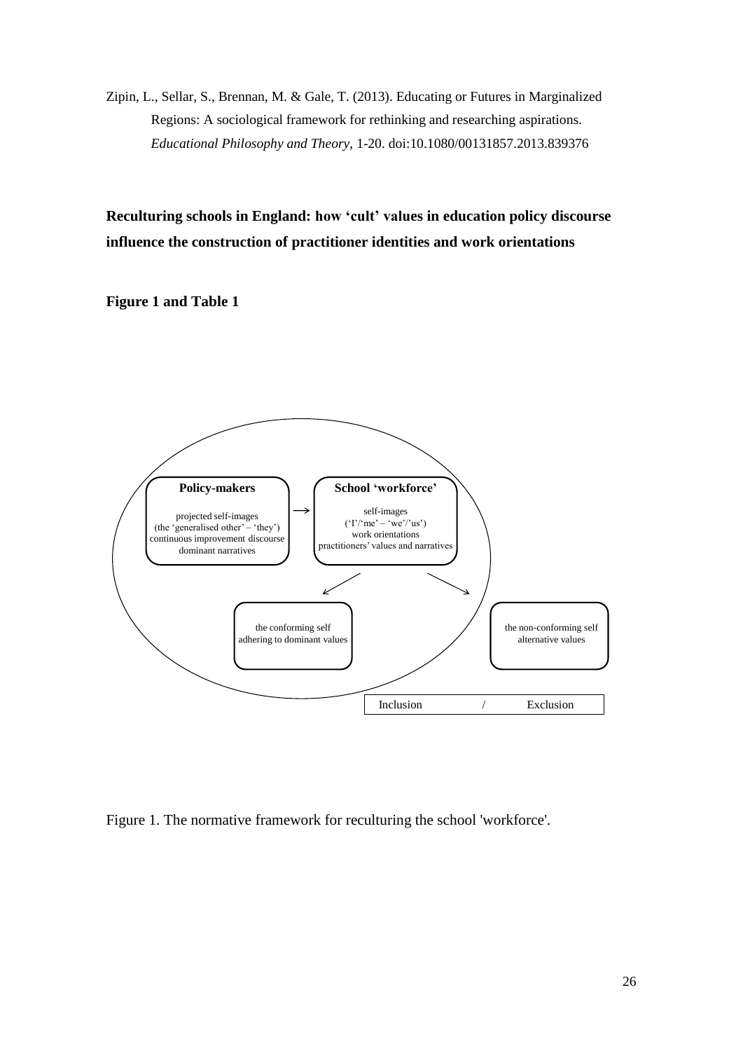Zipin, L., Sellar, S., Brennan, M. & Gale, T. (2013). Educating or Futures in Marginalized Regions: A sociological framework for rethinking and researching aspirations. *Educational Philosophy and Theory*, 1-20. doi:10.1080/00131857.2013.839376

**Reculturing schools in England: how 'cult' values in education policy discourse influence the construction of practitioner identities and work orientations**

**Figure 1 and Table 1**

**Policy-makers**

projected self-images
(the 'generalised other' – 'they')
continuous improvement discourse
dominant narratives

→

**School 'workforce'**

self-images
('I'/'me' – 'we'/'us')
work orientations
practitioners' values and narratives

the conforming self
adhering to dominant values

the non-conforming self
alternative values

Inclusion / Exclusion

Figure 1. The normative framework for reculturing the school 'workforce'.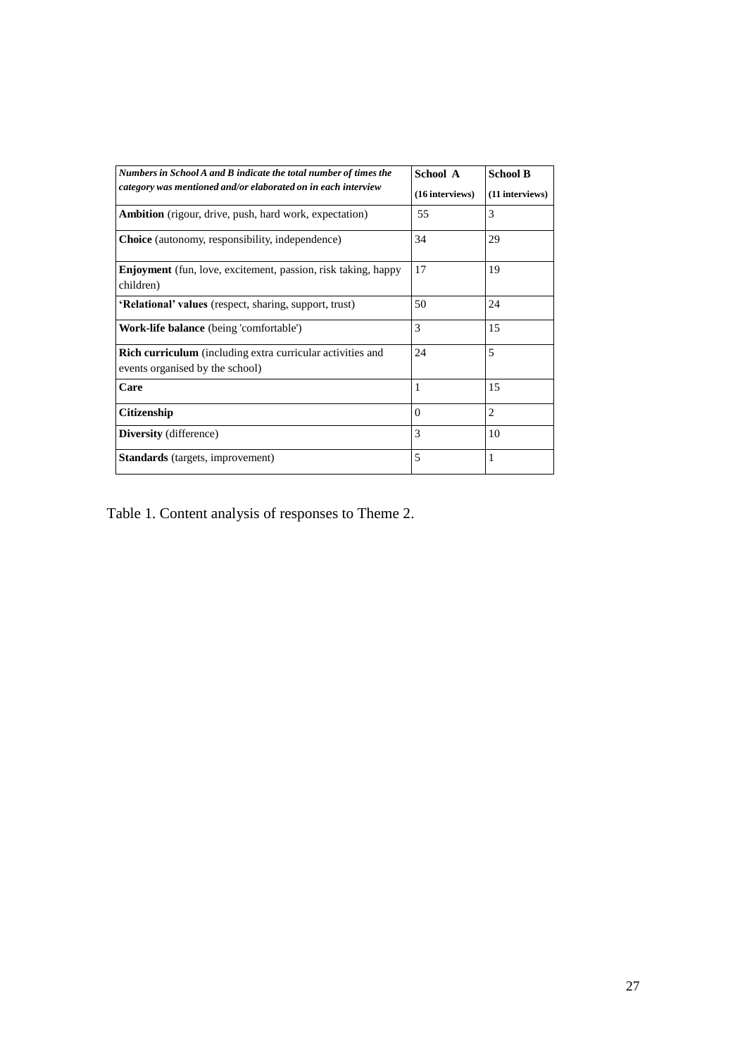| *Numbers in School A and B indicate the total number of times the category was mentioned and/or elaborated on in each interview* | **School A** **(16 interviews)** | **School B** **(11 interviews)** |
|---|---|---|
| **Ambition** (rigour, drive, push, hard work, expectation) | 55 | 3 |
| **Choice** (autonomy, responsibility, independence) | 34 | 29 |
| **Enjoyment** (fun, love, excitement, passion, risk taking, happy children) | 17 | 19 |
| **'Relational' values** (respect, sharing, support, trust) | 50 | 24 |
| **Work-life balance** (being 'comfortable') | 3 | 15 |
| **Rich curriculum** (including extra curricular activities and events organised by the school) | 24 | 5 |
| **Care** | 1 | 15 |
| **Citizenship** | 0 | 2 |
| **Diversity** (difference) | 3 | 10 |
| **Standards** (targets, improvement) | 5 | 1 |

Table 1. Content analysis of responses to Theme 2.